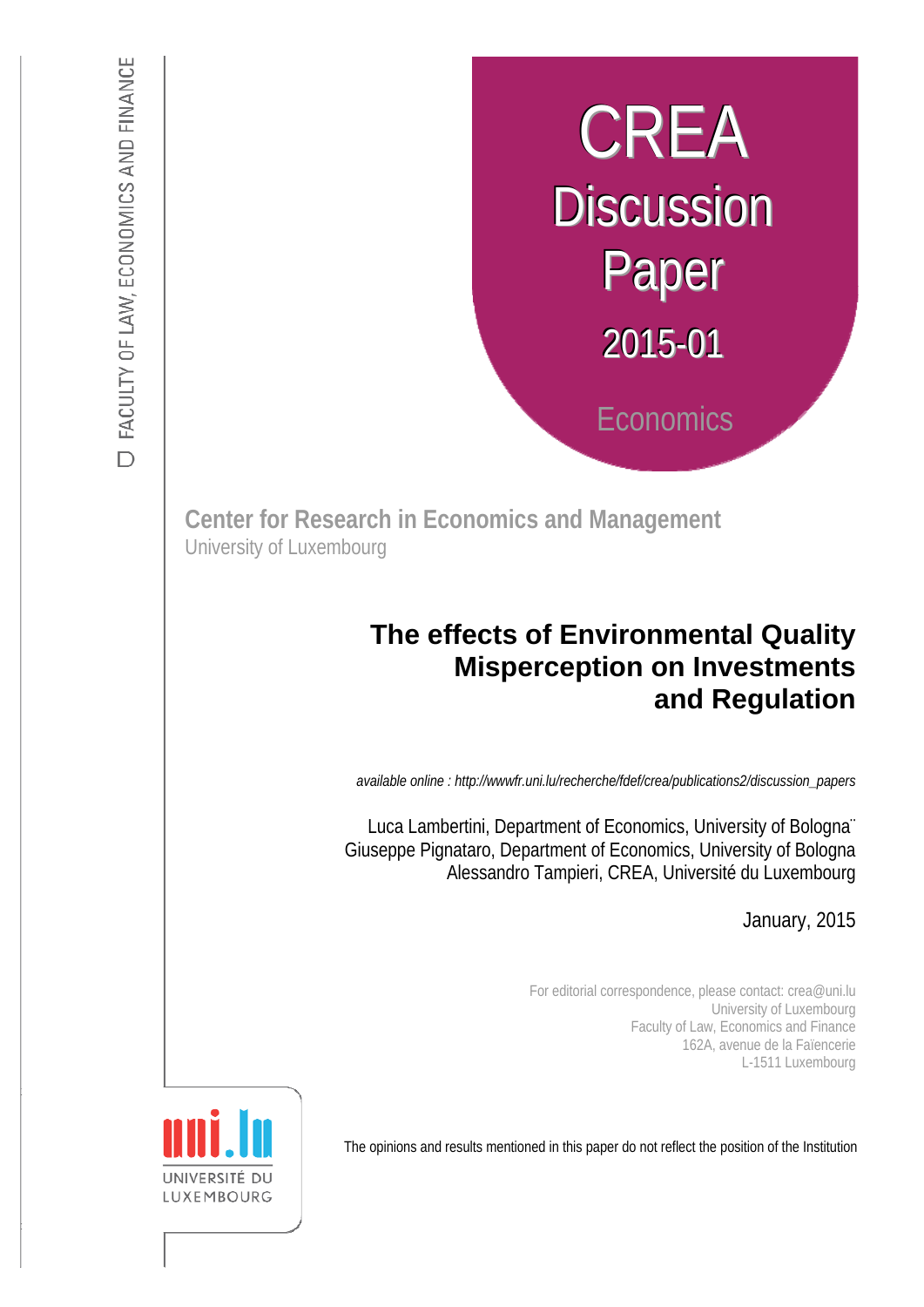FACULTY OF LAW, ECONOMICS AND FINANCE

# CREA Discussion Paper 2015-01

Economics

**Center for Research in Economics and Management**
University of Luxembourg

# The effects of Environmental Quality Misperception on Investments and Regulation

*available online : http://wwwfr.uni.lu/recherche/fdef/crea/publications2/discussion_papers*

Luca Lambertini, Department of Economics, University of Bologna
Giuseppe Pignataro, Department of Economics, University of Bologna
Alessandro Tampieri, CREA, Université du Luxembourg

January, 2015

For editorial correspondence, please contact: crea@uni.lu
University of Luxembourg
Faculty of Law, Economics and Finance
162A, avenue de la Faïencerie
L-1511 Luxembourg

UNIVERSITÉ DU LUXEMBOURG

The opinions and results mentioned in this paper do not reflect the position of the Institution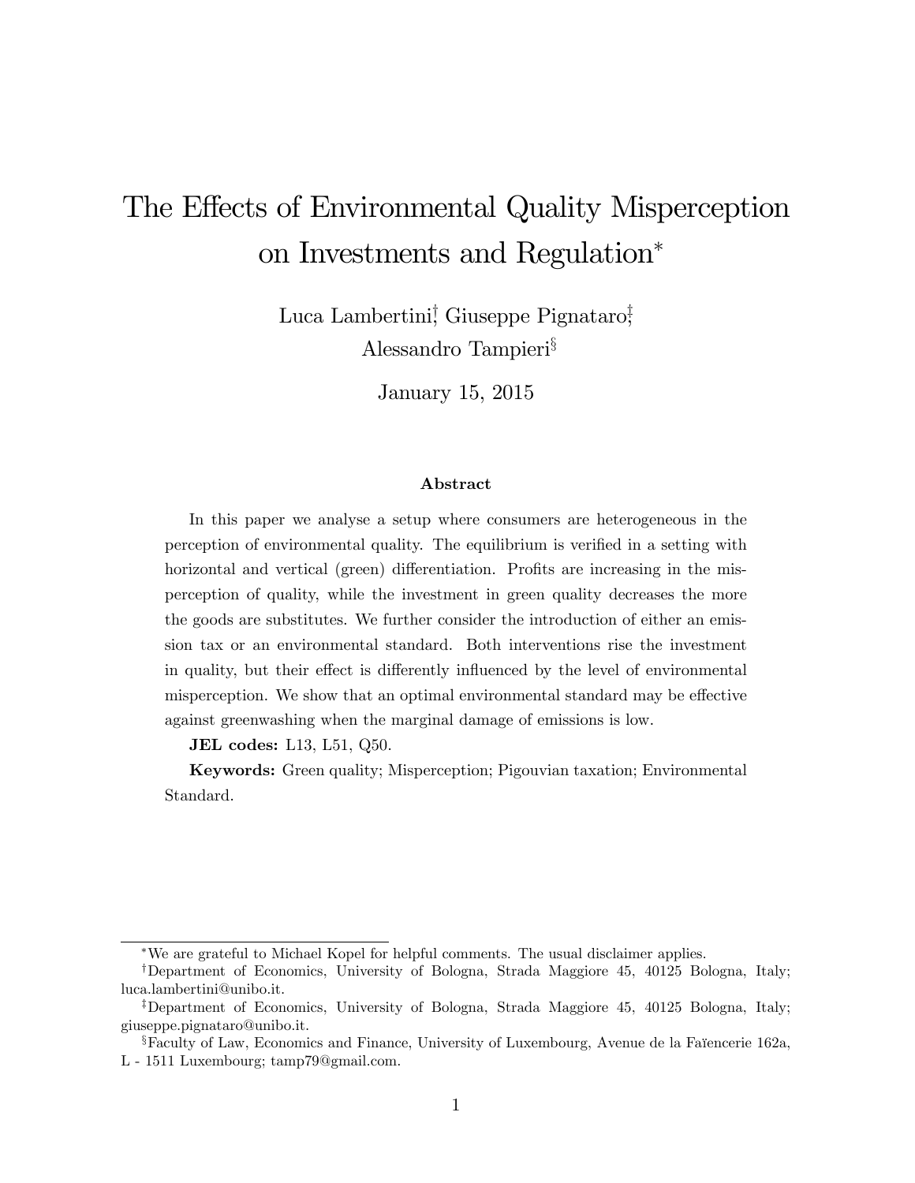# The Effects of Environmental Quality Misperception on Investments and Regulation*

Luca Lambertini[†], Giuseppe Pignataro[‡], Alessandro Tampieri[§]

January 15, 2015

### Abstract

In this paper we analyse a setup where consumers are heterogeneous in the perception of environmental quality. The equilibrium is verified in a setting with horizontal and vertical (green) differentiation. Profits are increasing in the misperception of quality, while the investment in green quality decreases the more the goods are substitutes. We further consider the introduction of either an emission tax or an environmental standard. Both interventions rise the investment in quality, but their effect is differently influenced by the level of environmental misperception. We show that an optimal environmental standard may be effective against greenwashing when the marginal damage of emissions is low.

**JEL codes:** L13, L51, Q50.

**Keywords:** Green quality; Misperception; Pigouvian taxation; Environmental Standard.

---

*We are grateful to Michael Kopel for helpful comments. The usual disclaimer applies.

[†]Department of Economics, University of Bologna, Strada Maggiore 45, 40125 Bologna, Italy; luca.lambertini@unibo.it.

[‡]Department of Economics, University of Bologna, Strada Maggiore 45, 40125 Bologna, Italy; giuseppe.pignataro@unibo.it.

[§]Faculty of Law, Economics and Finance, University of Luxembourg, Avenue de la Faïencerie 162a, L - 1511 Luxembourg; tamp79@gmail.com.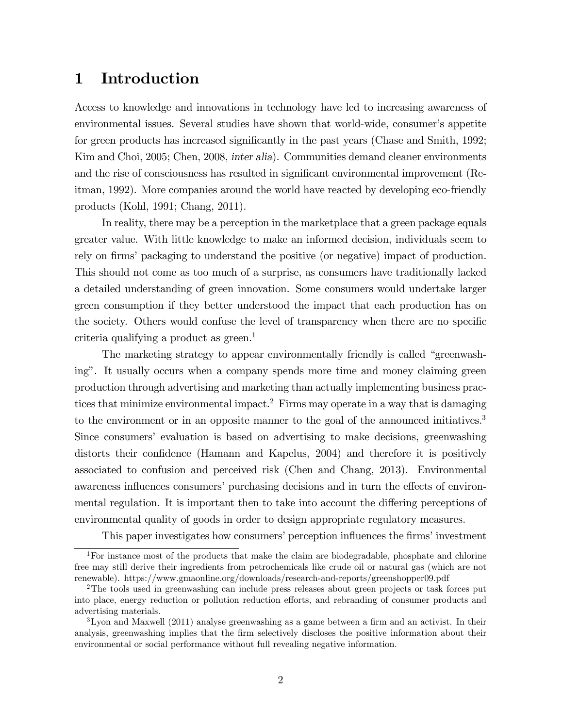# 1 Introduction

Access to knowledge and innovations in technology have led to increasing awareness of environmental issues. Several studies have shown that world-wide, consumer's appetite for green products has increased significantly in the past years (Chase and Smith, 1992; Kim and Choi, 2005; Chen, 2008, *inter alia*). Communities demand cleaner environments and the rise of consciousness has resulted in significant environmental improvement (Reitman, 1992). More companies around the world have reacted by developing eco-friendly products (Kohl, 1991; Chang, 2011).

In reality, there may be a perception in the marketplace that a green package equals greater value. With little knowledge to make an informed decision, individuals seem to rely on firms' packaging to understand the positive (or negative) impact of production. This should not come as too much of a surprise, as consumers have traditionally lacked a detailed understanding of green innovation. Some consumers would undertake larger green consumption if they better understood the impact that each production has on the society. Others would confuse the level of transparency when there are no specific criteria qualifying a product as green.[1]

The marketing strategy to appear environmentally friendly is called "greenwashing". It usually occurs when a company spends more time and money claiming green production through advertising and marketing than actually implementing business practices that minimize environmental impact.[2] Firms may operate in a way that is damaging to the environment or in an opposite manner to the goal of the announced initiatives.[3] Since consumers' evaluation is based on advertising to make decisions, greenwashing distorts their confidence (Hamann and Kapelus, 2004) and therefore it is positively associated to confusion and perceived risk (Chen and Chang, 2013). Environmental awareness influences consumers' purchasing decisions and in turn the effects of environmental regulation. It is important then to take into account the differing perceptions of environmental quality of goods in order to design appropriate regulatory measures.

This paper investigates how consumers' perception influences the firms' investment

---

[1] For instance most of the products that make the claim are biodegradable, phosphate and chlorine free may still derive their ingredients from petrochemicals like crude oil or natural gas (which are not renewable). https://www.gmaonline.org/downloads/research-and-reports/greenshopper09.pdf

[2] The tools used in greenwashing can include press releases about green projects or task forces put into place, energy reduction or pollution reduction efforts, and rebranding of consumer products and advertising materials.

[3] Lyon and Maxwell (2011) analyse greenwashing as a game between a firm and an activist. In their analysis, greenwashing implies that the firm selectively discloses the positive information about their environmental or social performance without full revealing negative information.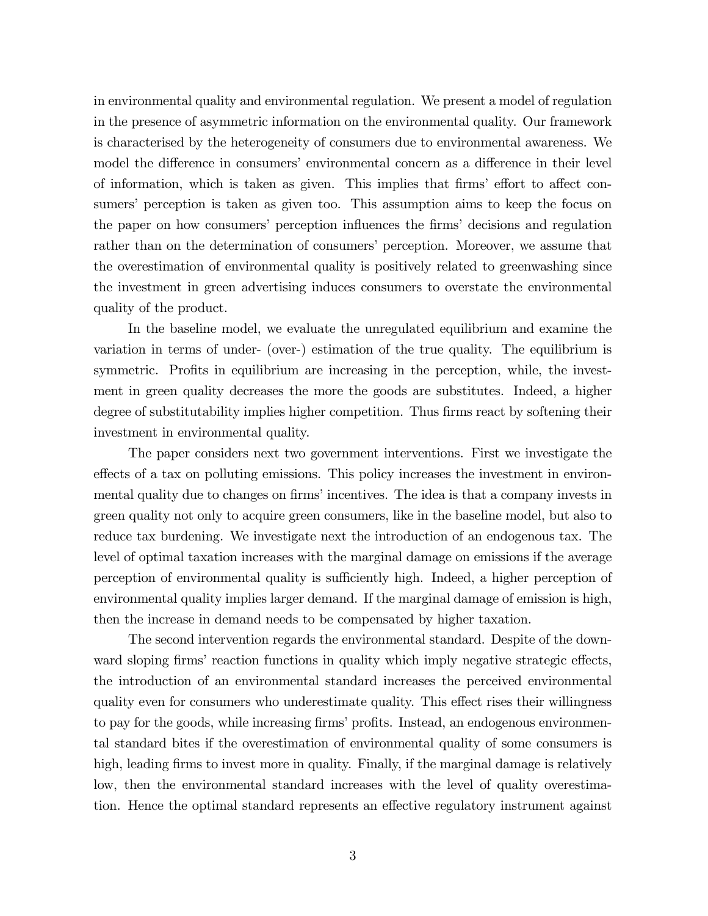in environmental quality and environmental regulation. We present a model of regulation in the presence of asymmetric information on the environmental quality. Our framework is characterised by the heterogeneity of consumers due to environmental awareness. We model the difference in consumers' environmental concern as a difference in their level of information, which is taken as given. This implies that firms' effort to affect consumers' perception is taken as given too. This assumption aims to keep the focus on the paper on how consumers' perception influences the firms' decisions and regulation rather than on the determination of consumers' perception. Moreover, we assume that the overestimation of environmental quality is positively related to greenwashing since the investment in green advertising induces consumers to overstate the environmental quality of the product.

In the baseline model, we evaluate the unregulated equilibrium and examine the variation in terms of under- (over-) estimation of the true quality. The equilibrium is symmetric. Profits in equilibrium are increasing in the perception, while, the investment in green quality decreases the more the goods are substitutes. Indeed, a higher degree of substitutability implies higher competition. Thus firms react by softening their investment in environmental quality.

The paper considers next two government interventions. First we investigate the effects of a tax on polluting emissions. This policy increases the investment in environmental quality due to changes on firms' incentives. The idea is that a company invests in green quality not only to acquire green consumers, like in the baseline model, but also to reduce tax burdening. We investigate next the introduction of an endogenous tax. The level of optimal taxation increases with the marginal damage on emissions if the average perception of environmental quality is sufficiently high. Indeed, a higher perception of environmental quality implies larger demand. If the marginal damage of emission is high, then the increase in demand needs to be compensated by higher taxation.

The second intervention regards the environmental standard. Despite of the downward sloping firms' reaction functions in quality which imply negative strategic effects, the introduction of an environmental standard increases the perceived environmental quality even for consumers who underestimate quality. This effect rises their willingness to pay for the goods, while increasing firms' profits. Instead, an endogenous environmental standard bites if the overestimation of environmental quality of some consumers is high, leading firms to invest more in quality. Finally, if the marginal damage is relatively low, then the environmental standard increases with the level of quality overestimation. Hence the optimal standard represents an effective regulatory instrument against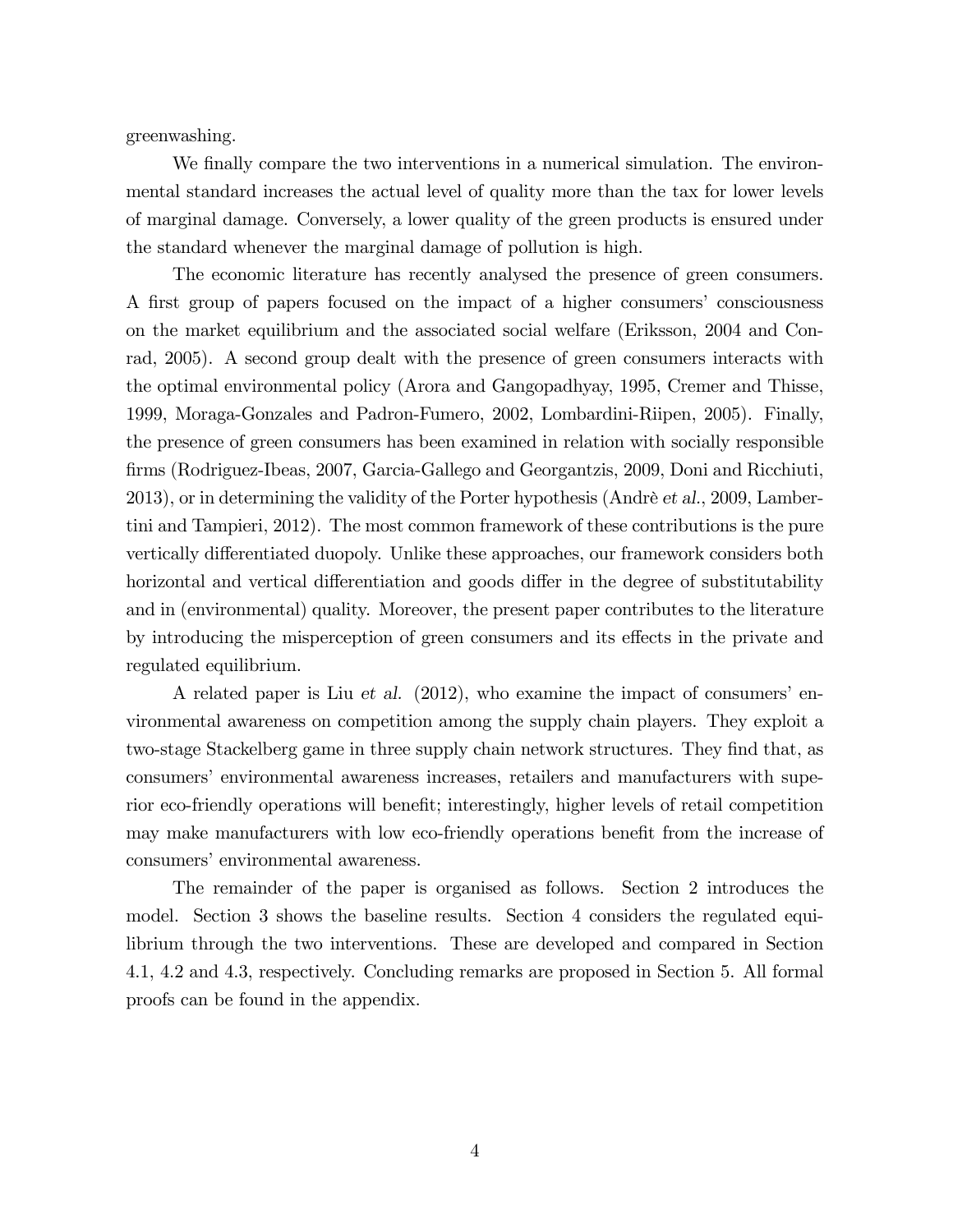greenwashing.

We finally compare the two interventions in a numerical simulation. The environmental standard increases the actual level of quality more than the tax for lower levels of marginal damage. Conversely, a lower quality of the green products is ensured under the standard whenever the marginal damage of pollution is high.

The economic literature has recently analysed the presence of green consumers. A first group of papers focused on the impact of a higher consumers' consciousness on the market equilibrium and the associated social welfare (Eriksson, 2004 and Conrad, 2005). A second group dealt with the presence of green consumers interacts with the optimal environmental policy (Arora and Gangopadhyay, 1995, Cremer and Thisse, 1999, Moraga-Gonzales and Padron-Fumero, 2002, Lombardini-Riipen, 2005). Finally, the presence of green consumers has been examined in relation with socially responsible firms (Rodriguez-Ibeas, 2007, Garcia-Gallego and Georgantzis, 2009, Doni and Ricchiuti, 2013), or in determining the validity of the Porter hypothesis (Andrè *et al.*, 2009, Lambertini and Tampieri, 2012). The most common framework of these contributions is the pure vertically differentiated duopoly. Unlike these approaches, our framework considers both horizontal and vertical differentiation and goods differ in the degree of substitutability and in (environmental) quality. Moreover, the present paper contributes to the literature by introducing the misperception of green consumers and its effects in the private and regulated equilibrium.

A related paper is Liu *et al.* (2012), who examine the impact of consumers' environmental awareness on competition among the supply chain players. They exploit a two-stage Stackelberg game in three supply chain network structures. They find that, as consumers' environmental awareness increases, retailers and manufacturers with superior eco-friendly operations will benefit; interestingly, higher levels of retail competition may make manufacturers with low eco-friendly operations benefit from the increase of consumers' environmental awareness.

The remainder of the paper is organised as follows. Section 2 introduces the model. Section 3 shows the baseline results. Section 4 considers the regulated equilibrium through the two interventions. These are developed and compared in Section 4.1, 4.2 and 4.3, respectively. Concluding remarks are proposed in Section 5. All formal proofs can be found in the appendix.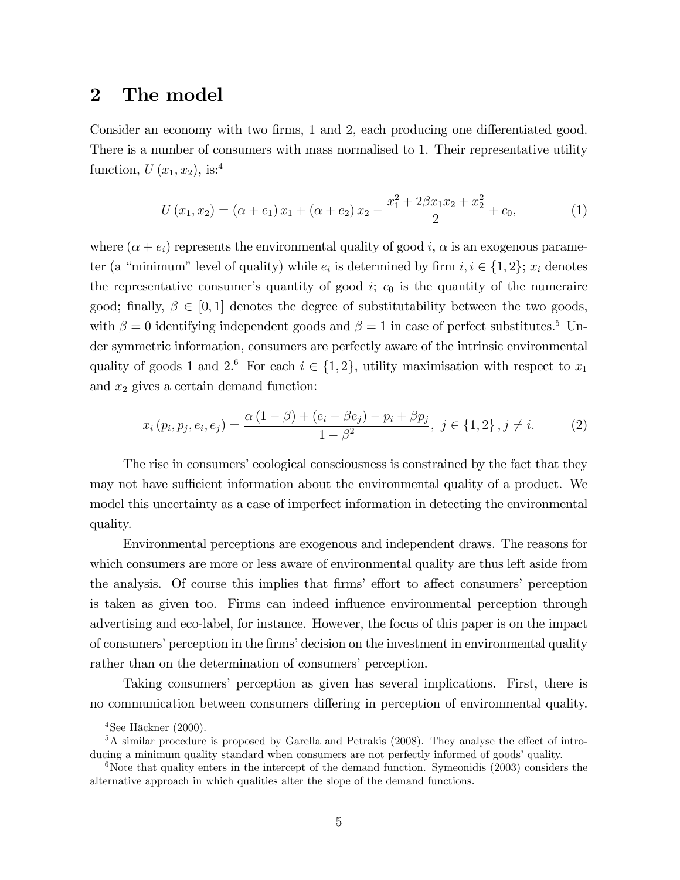## 2 The model

Consider an economy with two firms, 1 and 2, each producing one differentiated good. There is a number of consumers with mass normalised to 1. Their representative utility function, $U(x_1, x_2)$, is:[4]

$$U(x_1, x_2) = (\alpha + e_1) x_1 + (\alpha + e_2) x_2 - \frac{x_1^2 + 2\beta x_1 x_2 + x_2^2}{2} + c_0, \tag{1}$$

where $(\alpha + e_i)$ represents the environmental quality of good $i$, $\alpha$ is an exogenous parameter (a "minimum" level of quality) while $e_i$ is determined by firm $i, i \in \{1, 2\}$; $x_i$ denotes the representative consumer's quantity of good $i$; $c_0$ is the quantity of the numeraire good; finally, $\beta \in [0, 1]$ denotes the degree of substitutability between the two goods, with $\beta = 0$ identifying independent goods and $\beta = 1$ in case of perfect substitutes.[5] Under symmetric information, consumers are perfectly aware of the intrinsic environmental quality of goods 1 and 2.[6] For each $i \in \{1, 2\}$, utility maximisation with respect to $x_1$ and $x_2$ gives a certain demand function:

$$x_i(p_i, p_j, e_i, e_j) = \frac{\alpha(1-\beta) + (e_i - \beta e_j) - p_i + \beta p_j}{1 - \beta^2}, \ j \in \{1, 2\}, j \neq i. \tag{2}$$

The rise in consumers' ecological consciousness is constrained by the fact that they may not have sufficient information about the environmental quality of a product. We model this uncertainty as a case of imperfect information in detecting the environmental quality.

Environmental perceptions are exogenous and independent draws. The reasons for which consumers are more or less aware of environmental quality are thus left aside from the analysis. Of course this implies that firms' effort to affect consumers' perception is taken as given too. Firms can indeed influence environmental perception through advertising and eco-label, for instance. However, the focus of this paper is on the impact of consumers' perception in the firms' decision on the investment in environmental quality rather than on the determination of consumers' perception.

Taking consumers' perception as given has several implications. First, there is no communication between consumers differing in perception of environmental quality.

---

[4] See Häckner (2000).

[5] A similar procedure is proposed by Garella and Petrakis (2008). They analyse the effect of introducing a minimum quality standard when consumers are not perfectly informed of goods' quality.

[6] Note that quality enters in the intercept of the demand function. Symeonidis (2003) considers the alternative approach in which qualities alter the slope of the demand functions.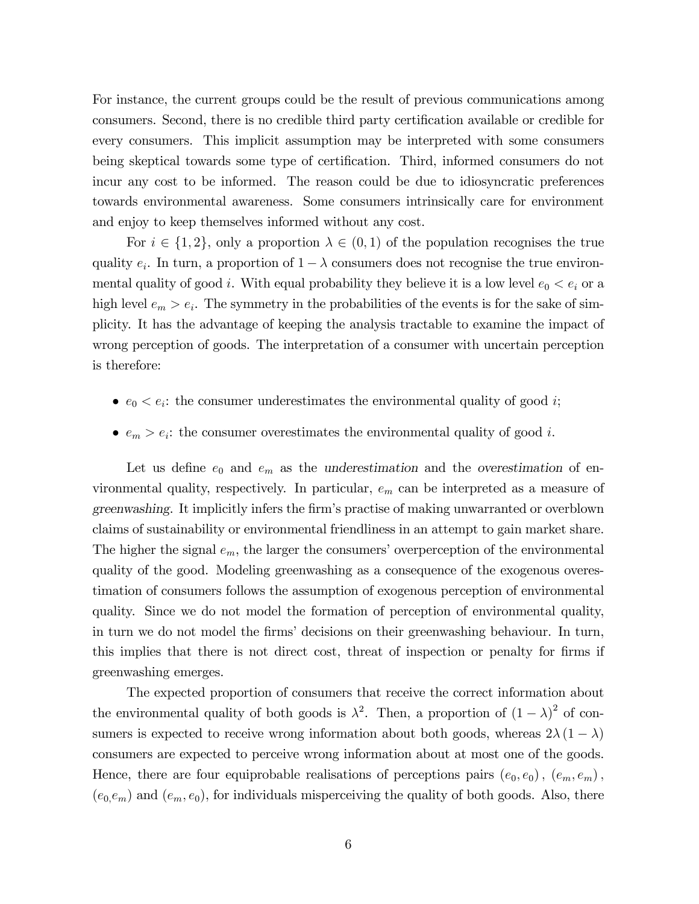For instance, the current groups could be the result of previous communications among consumers. Second, there is no credible third party certification available or credible for every consumers. This implicit assumption may be interpreted with some consumers being skeptical towards some type of certification. Third, informed consumers do not incur any cost to be informed. The reason could be due to idiosyncratic preferences towards environmental awareness. Some consumers intrinsically care for environment and enjoy to keep themselves informed without any cost.

For $i \in \{1, 2\}$, only a proportion $\lambda \in (0, 1)$ of the population recognises the true quality $e_i$. In turn, a proportion of $1 - \lambda$ consumers does not recognise the true environmental quality of good $i$. With equal probability they believe it is a low level $e_0 < e_i$ or a high level $e_m > e_i$. The symmetry in the probabilities of the events is for the sake of simplicity. It has the advantage of keeping the analysis tractable to examine the impact of wrong perception of goods. The interpretation of a consumer with uncertain perception is therefore:

- $e_0 < e_i$: the consumer underestimates the environmental quality of good $i$;
- $e_m > e_i$: the consumer overestimates the environmental quality of good $i$.

Let us define $e_0$ and $e_m$ as the *underestimation* and the *overestimation* of environmental quality, respectively. In particular, $e_m$ can be interpreted as a measure of *greenwashing*. It implicitly infers the firm's practise of making unwarranted or overblown claims of sustainability or environmental friendliness in an attempt to gain market share. The higher the signal $e_m$, the larger the consumers' overperception of the environmental quality of the good. Modeling greenwashing as a consequence of the exogenous overestimation of consumers follows the assumption of exogenous perception of environmental quality. Since we do not model the formation of perception of environmental quality, in turn we do not model the firms' decisions on their greenwashing behaviour. In turn, this implies that there is not direct cost, threat of inspection or penalty for firms if greenwashing emerges.

The expected proportion of consumers that receive the correct information about the environmental quality of both goods is $\lambda^2$. Then, a proportion of $(1 - \lambda)^2$ of consumers is expected to receive wrong information about both goods, whereas $2\lambda (1 - \lambda)$ consumers are expected to perceive wrong information about at most one of the goods. Hence, there are four equiprobable realisations of perceptions pairs $(e_0, e_0)$, $(e_m, e_m)$, $(e_0, e_m)$ and $(e_m, e_0)$, for individuals misperceiving the quality of both goods. Also, there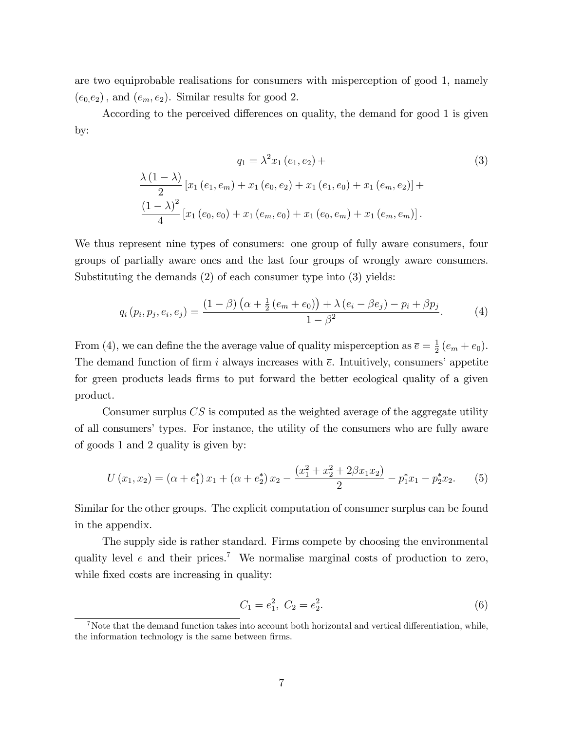are two equiprobable realisations for consumers with misperception of good 1, namely $(e_0, e_2)$, and $(e_m, e_2)$. Similar results for good 2.

According to the perceived differences on quality, the demand for good 1 is given by:

$$
\begin{aligned}
q_1 = {} & \lambda^2 x_1(e_1, e_2) + \\
& \frac{\lambda(1-\lambda)}{2}\left[x_1(e_1, e_m) + x_1(e_0, e_2) + x_1(e_1, e_0) + x_1(e_m, e_2)\right] + \\
& \frac{(1-\lambda)^2}{4}\left[x_1(e_0, e_0) + x_1(e_m, e_0) + x_1(e_0, e_m) + x_1(e_m, e_m)\right].
\end{aligned} \tag{3}
$$

We thus represent nine types of consumers: one group of fully aware consumers, four groups of partially aware ones and the last four groups of wrongly aware consumers. Substituting the demands (2) of each consumer type into (3) yields:

$$
q_i(p_i, p_j, e_i, e_j) = \frac{(1-\beta)\left(\alpha + \frac{1}{2}(e_m + e_0)\right) + \lambda(e_i - \beta e_j) - p_i + \beta p_j}{1-\beta^2}. \tag{4}
$$

From (4), we can define the the average value of quality misperception as $\overline{e} = \frac{1}{2}(e_m + e_0)$. The demand function of firm $i$ always increases with $\overline{e}$. Intuitively, consumers' appetite for green products leads firms to put forward the better ecological quality of a given product.

Consumer surplus $CS$ is computed as the weighted average of the aggregate utility of all consumers' types. For instance, the utility of the consumers who are fully aware of goods 1 and 2 quality is given by:

$$
U(x_1, x_2) = (\alpha + e_1^*)x_1 + (\alpha + e_2^*)x_2 - \frac{(x_1^2 + x_2^2 + 2\beta x_1 x_2)}{2} - p_1^* x_1 - p_2^* x_2. \tag{5}
$$

Similar for the other groups. The explicit computation of consumer surplus can be found in the appendix.

The supply side is rather standard. Firms compete by choosing the environmental quality level $e$ and their prices.[7] We normalise marginal costs of production to zero, while fixed costs are increasing in quality:

$$
C_1 = e_1^2, \; C_2 = e_2^2. \tag{6}
$$

[7] Note that the demand function takes into account both horizontal and vertical differentiation, while, the information technology is the same between firms.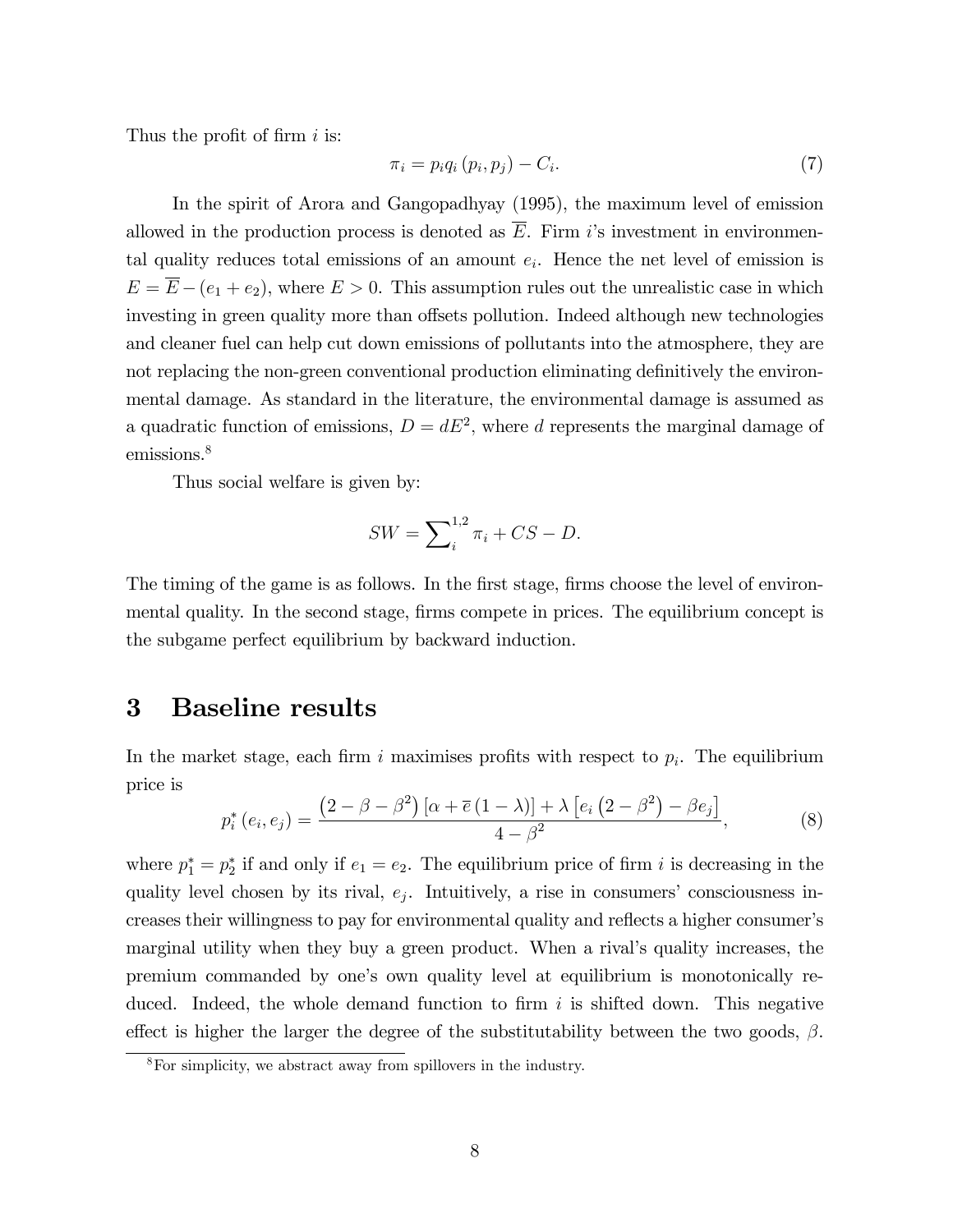Thus the profit of firm $i$ is:

$$\pi_i = p_i q_i (p_i, p_j) - C_i. \tag{7}$$

In the spirit of Arora and Gangopadhyay (1995), the maximum level of emission allowed in the production process is denoted as $\overline{E}$. Firm $i$'s investment in environmental quality reduces total emissions of an amount $e_i$. Hence the net level of emission is $E = \overline{E} - (e_1 + e_2)$, where $E > 0$. This assumption rules out the unrealistic case in which investing in green quality more than offsets pollution. Indeed although new technologies and cleaner fuel can help cut down emissions of pollutants into the atmosphere, they are not replacing the non-green conventional production eliminating definitively the environmental damage. As standard in the literature, the environmental damage is assumed as a quadratic function of emissions, $D = dE^2$, where $d$ represents the marginal damage of emissions.[8]

Thus social welfare is given by:

$$SW = \sum\nolimits_i^{1,2} \pi_i + CS - D.$$

The timing of the game is as follows. In the first stage, firms choose the level of environmental quality. In the second stage, firms compete in prices. The equilibrium concept is the subgame perfect equilibrium by backward induction.

# 3 Baseline results

In the market stage, each firm $i$ maximises profits with respect to $p_i$. The equilibrium price is

$$p_i^* (e_i, e_j) = \frac{\left(2 - \beta - \beta^2\right) \left[\alpha + \overline{e}(1 - \lambda)\right] + \lambda \left[e_i \left(2 - \beta^2\right) - \beta e_j\right]}{4 - \beta^2}, \tag{8}$$

where $p_1^* = p_2^*$ if and only if $e_1 = e_2$. The equilibrium price of firm $i$ is decreasing in the quality level chosen by its rival, $e_j$. Intuitively, a rise in consumers' consciousness increases their willingness to pay for environmental quality and reflects a higher consumer's marginal utility when they buy a green product. When a rival's quality increases, the premium commanded by one's own quality level at equilibrium is monotonically reduced. Indeed, the whole demand function to firm $i$ is shifted down. This negative effect is higher the larger the degree of the substitutability between the two goods, $\beta$.

[8] For simplicity, we abstract away from spillovers in the industry.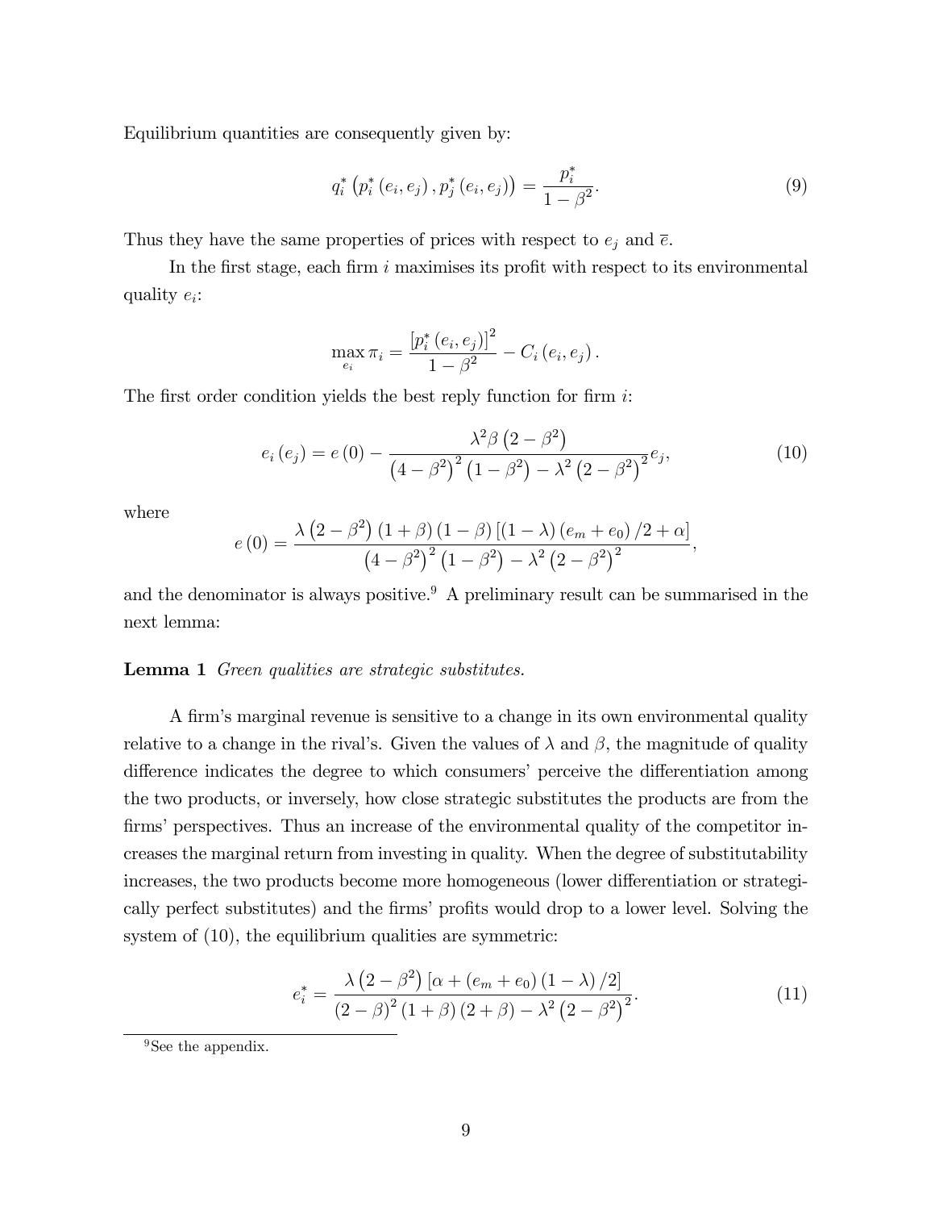Equilibrium quantities are consequently given by:

$$q_i^*\left(p_i^*\left(e_i,e_j\right),p_j^*\left(e_i,e_j\right)\right)=\frac{p_i^*}{1-\beta^2}. \tag{9}$$

Thus they have the same properties of prices with respect to $e_j$ and $\overline{e}$.

In the first stage, each firm $i$ maximises its profit with respect to its environmental quality $e_i$:

$$\max_{e_i}\pi_i=\frac{\left[p_i^*\left(e_i,e_j\right)\right]^2}{1-\beta^2}-C_i\left(e_i,e_j\right).$$

The first order condition yields the best reply function for firm $i$:

$$e_i\left(e_j\right)=e\left(0\right)-\frac{\lambda^2\beta\left(2-\beta^2\right)}{\left(4-\beta^2\right)^2\left(1-\beta^2\right)-\lambda^2\left(2-\beta^2\right)^2}e_j, \tag{10}$$

where

$$e\left(0\right)=\frac{\lambda\left(2-\beta^2\right)\left(1+\beta\right)\left(1-\beta\right)\left[\left(1-\lambda\right)\left(e_m+e_0\right)/2+\alpha\right]}{\left(4-\beta^2\right)^2\left(1-\beta^2\right)-\lambda^2\left(2-\beta^2\right)^2},$$

and the denominator is always positive.[9] A preliminary result can be summarised in the next lemma:

**Lemma 1** *Green qualities are strategic substitutes.*

A firm's marginal revenue is sensitive to a change in its own environmental quality relative to a change in the rival's. Given the values of $\lambda$ and $\beta$, the magnitude of quality difference indicates the degree to which consumers' perceive the differentiation among the two products, or inversely, how close strategic substitutes the products are from the firms' perspectives. Thus an increase of the environmental quality of the competitor increases the marginal return from investing in quality. When the degree of substitutability increases, the two products become more homogeneous (lower differentiation or strategically perfect substitutes) and the firms' profits would drop to a lower level. Solving the system of (10), the equilibrium qualities are symmetric:

$$e_i^*=\frac{\lambda\left(2-\beta^2\right)\left[\alpha+\left(e_m+e_0\right)\left(1-\lambda\right)/2\right]}{\left(2-\beta\right)^2\left(1+\beta\right)\left(2+\beta\right)-\lambda^2\left(2-\beta^2\right)^2}. \tag{11}$$

[9] See the appendix.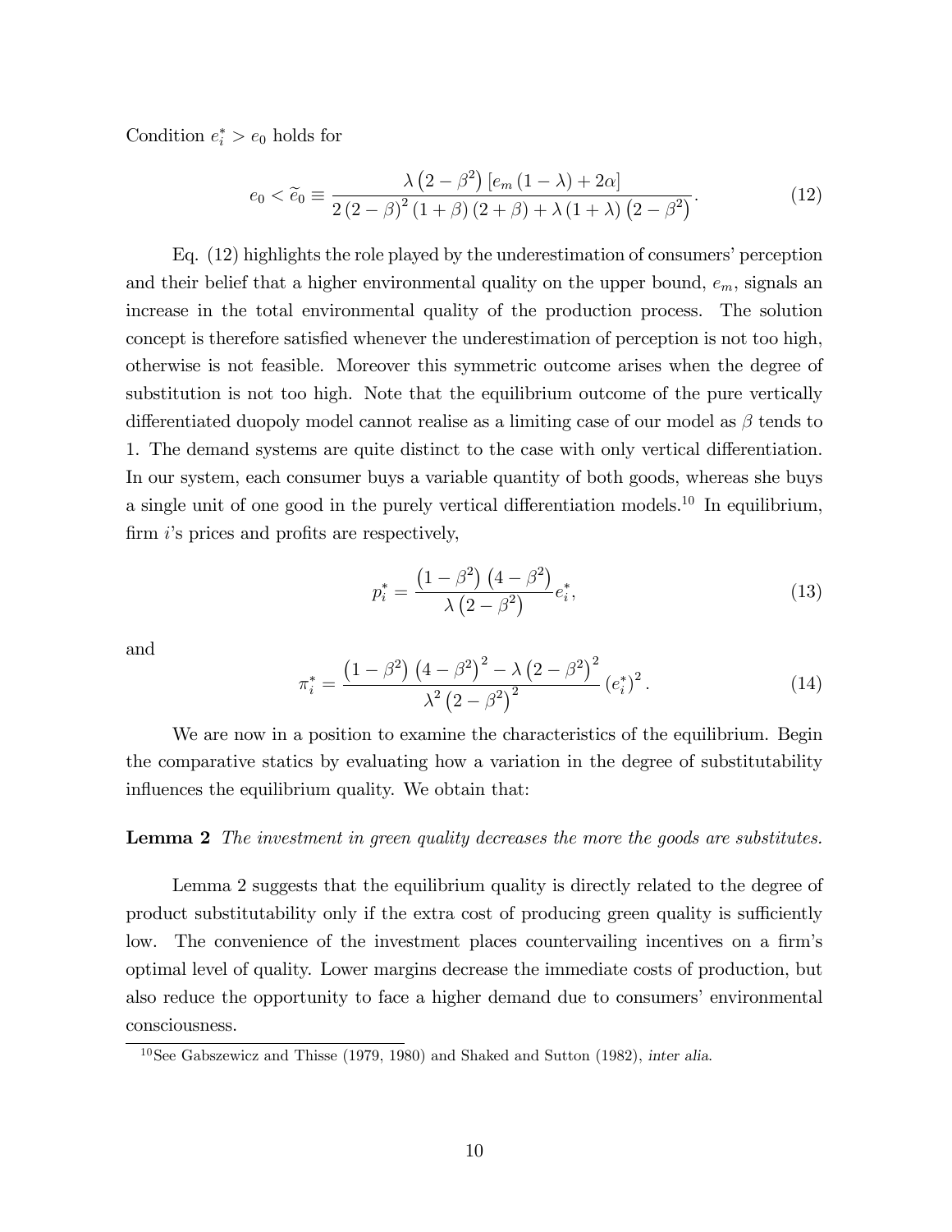Condition $e_i^* > e_0$ holds for

$$e_0 < \widetilde{e}_0 \equiv \frac{\lambda\left(2-\beta^2\right)\left[e_m\left(1-\lambda\right)+2\alpha\right]}{2\left(2-\beta\right)^2\left(1+\beta\right)\left(2+\beta\right)+\lambda\left(1+\lambda\right)\left(2-\beta^2\right)}. \tag{12}$$

Eq. (12) highlights the role played by the underestimation of consumers' perception and their belief that a higher environmental quality on the upper bound, $e_m$, signals an increase in the total environmental quality of the production process. The solution concept is therefore satisfied whenever the underestimation of perception is not too high, otherwise is not feasible. Moreover this symmetric outcome arises when the degree of substitution is not too high. Note that the equilibrium outcome of the pure vertically differentiated duopoly model cannot realise as a limiting case of our model as $\beta$ tends to 1. The demand systems are quite distinct to the case with only vertical differentiation. In our system, each consumer buys a variable quantity of both goods, whereas she buys a single unit of one good in the purely vertical differentiation models.[10] In equilibrium, firm $i$'s prices and profits are respectively,

$$p_i^* = \frac{\left(1-\beta^2\right)\left(4-\beta^2\right)}{\lambda\left(2-\beta^2\right)}e_i^*, \tag{13}$$

and

$$\pi_i^* = \frac{\left(1-\beta^2\right)\left(4-\beta^2\right)^2-\lambda\left(2-\beta^2\right)^2}{\lambda^2\left(2-\beta^2\right)^2}\left(e_i^*\right)^2. \tag{14}$$

We are now in a position to examine the characteristics of the equilibrium. Begin the comparative statics by evaluating how a variation in the degree of substitutability influences the equilibrium quality. We obtain that:

**Lemma 2** *The investment in green quality decreases the more the goods are substitutes.*

Lemma 2 suggests that the equilibrium quality is directly related to the degree of product substitutability only if the extra cost of producing green quality is sufficiently low. The convenience of the investment places countervailing incentives on a firm's optimal level of quality. Lower margins decrease the immediate costs of production, but also reduce the opportunity to face a higher demand due to consumers' environmental consciousness.

[10] See Gabszewicz and Thisse (1979, 1980) and Shaked and Sutton (1982), *inter alia*.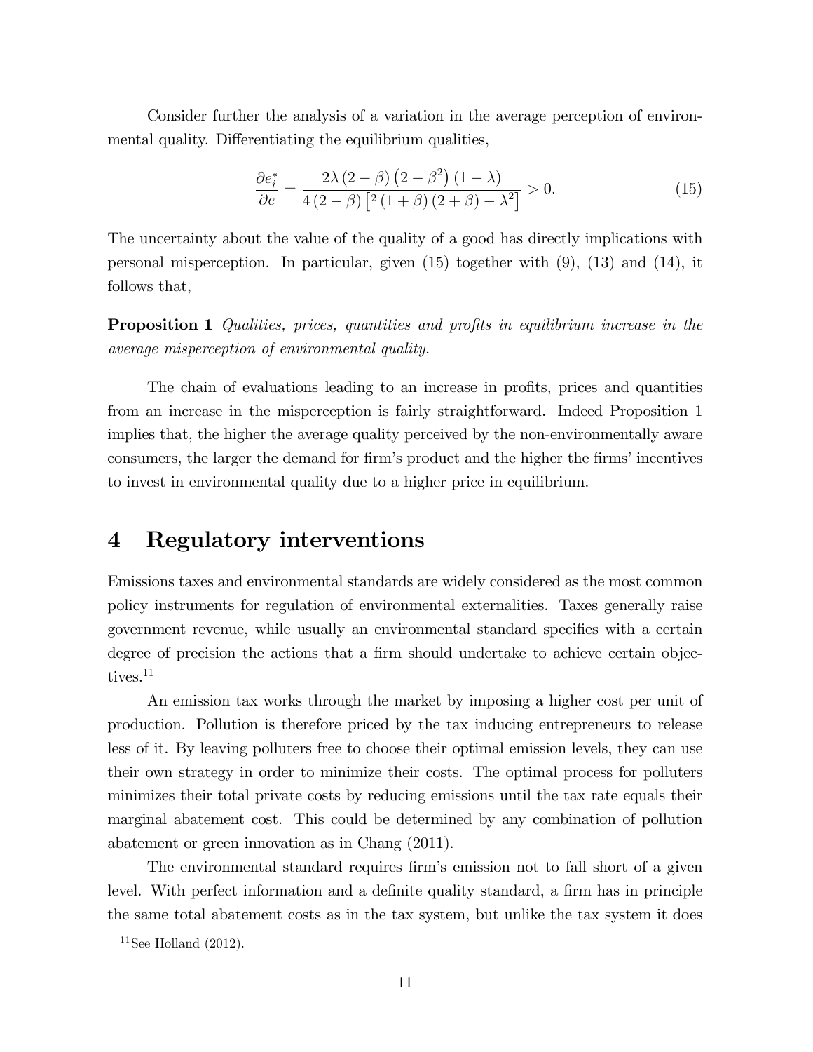Consider further the analysis of a variation in the average perception of environmental quality. Differentiating the equilibrium qualities,

$$\frac{\partial e_i^*}{\partial \overline{e}} = \frac{2\lambda\left(2-\beta\right)\left(2-\beta^2\right)\left(1-\lambda\right)}{4\left(2-\beta\right)\left[{}^2\left(1+\beta\right)\left(2+\beta\right)-\lambda^2\right]} > 0. \tag{15}$$

The uncertainty about the value of the quality of a good has directly implications with personal misperception. In particular, given (15) together with (9), (13) and (14), it follows that,

**Proposition 1** *Qualities, prices, quantities and profits in equilibrium increase in the average misperception of environmental quality.*

The chain of evaluations leading to an increase in profits, prices and quantities from an increase in the misperception is fairly straightforward. Indeed Proposition 1 implies that, the higher the average quality perceived by the non-environmentally aware consumers, the larger the demand for firm's product and the higher the firms' incentives to invest in environmental quality due to a higher price in equilibrium.

# 4 Regulatory interventions

Emissions taxes and environmental standards are widely considered as the most common policy instruments for regulation of environmental externalities. Taxes generally raise government revenue, while usually an environmental standard specifies with a certain degree of precision the actions that a firm should undertake to achieve certain objectives.[11]

An emission tax works through the market by imposing a higher cost per unit of production. Pollution is therefore priced by the tax inducing entrepreneurs to release less of it. By leaving polluters free to choose their optimal emission levels, they can use their own strategy in order to minimize their costs. The optimal process for polluters minimizes their total private costs by reducing emissions until the tax rate equals their marginal abatement cost. This could be determined by any combination of pollution abatement or green innovation as in Chang (2011).

The environmental standard requires firm's emission not to fall short of a given level. With perfect information and a definite quality standard, a firm has in principle the same total abatement costs as in the tax system, but unlike the tax system it does

[11] See Holland (2012).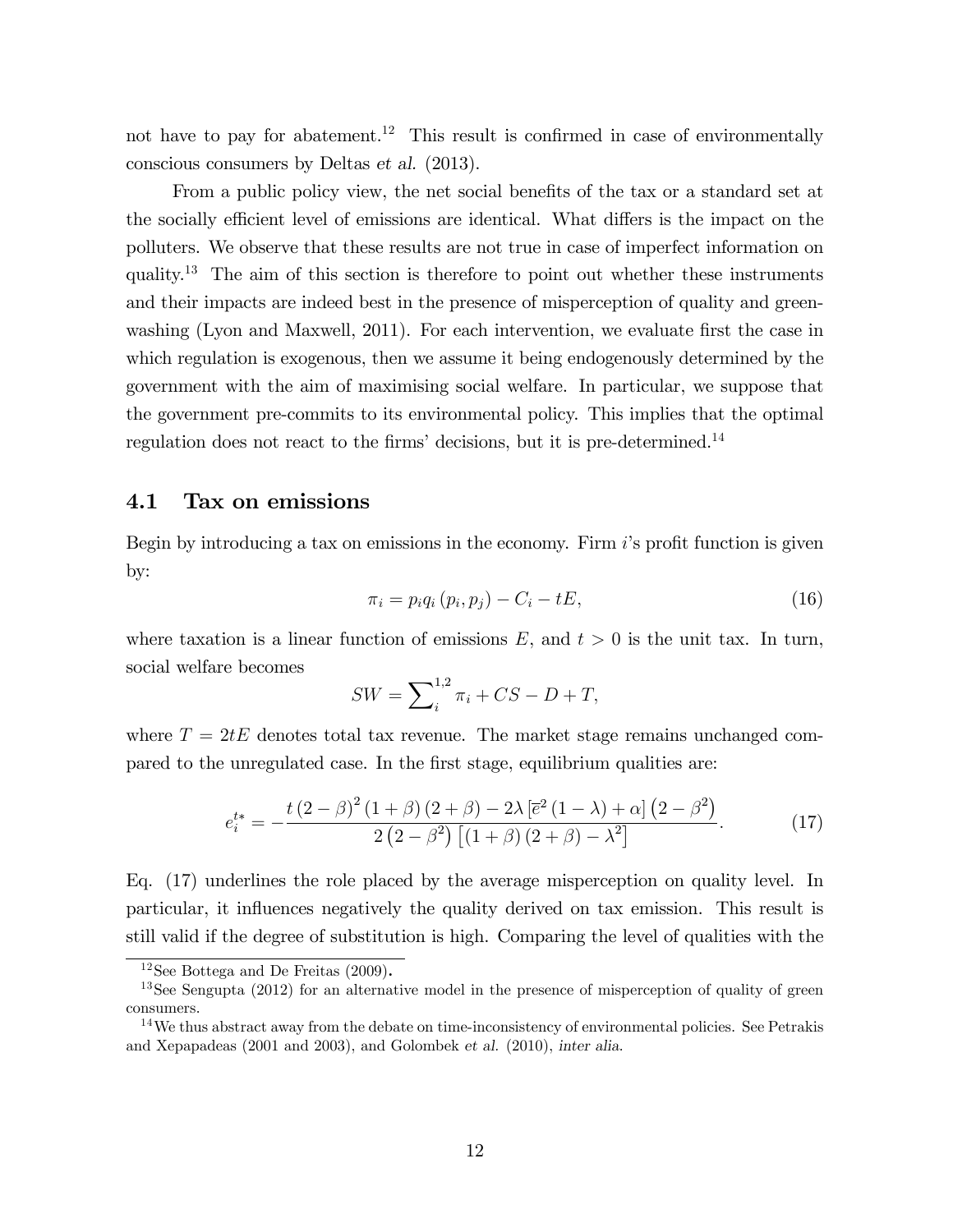not have to pay for abatement.[12] This result is confirmed in case of environmentally conscious consumers by Deltas *et al.* (2013).

From a public policy view, the net social benefits of the tax or a standard set at the socially efficient level of emissions are identical. What differs is the impact on the polluters. We observe that these results are not true in case of imperfect information on quality.[13] The aim of this section is therefore to point out whether these instruments and their impacts are indeed best in the presence of misperception of quality and greenwashing (Lyon and Maxwell, 2011). For each intervention, we evaluate first the case in which regulation is exogenous, then we assume it being endogenously determined by the government with the aim of maximising social welfare. In particular, we suppose that the government pre-commits to its environmental policy. This implies that the optimal regulation does not react to the firms' decisions, but it is pre-determined.[14]

## 4.1 Tax on emissions

Begin by introducing a tax on emissions in the economy. Firm $i$'s profit function is given by:

$$\pi_i = p_i q_i (p_i, p_j) - C_i - tE, \tag{16}$$

where taxation is a linear function of emissions $E$, and $t > 0$ is the unit tax. In turn, social welfare becomes

$$SW = \sum\nolimits_i^{1,2} \pi_i + CS - D + T,$$

where $T = 2tE$ denotes total tax revenue. The market stage remains unchanged compared to the unregulated case. In the first stage, equilibrium qualities are:

$$e_i^{t*} = -\frac{t(2-\beta)^2(1+\beta)(2+\beta) - 2\lambda\left[\overline{e}^2(1-\lambda)+\alpha\right]\left(2-\beta^2\right)}{2\left(2-\beta^2\right)\left[(1+\beta)(2+\beta)-\lambda^2\right]}. \tag{17}$$

Eq. (17) underlines the role placed by the average misperception on quality level. In particular, it influences negatively the quality derived on tax emission. This result is still valid if the degree of substitution is high. Comparing the level of qualities with the

[12] See Bottega and De Freitas (2009).

[13] See Sengupta (2012) for an alternative model in the presence of misperception of quality of green consumers.

[14] We thus abstract away from the debate on time-inconsistency of environmental policies. See Petrakis and Xepapadeas (2001 and 2003), and Golombek *et al.* (2010), *inter alia*.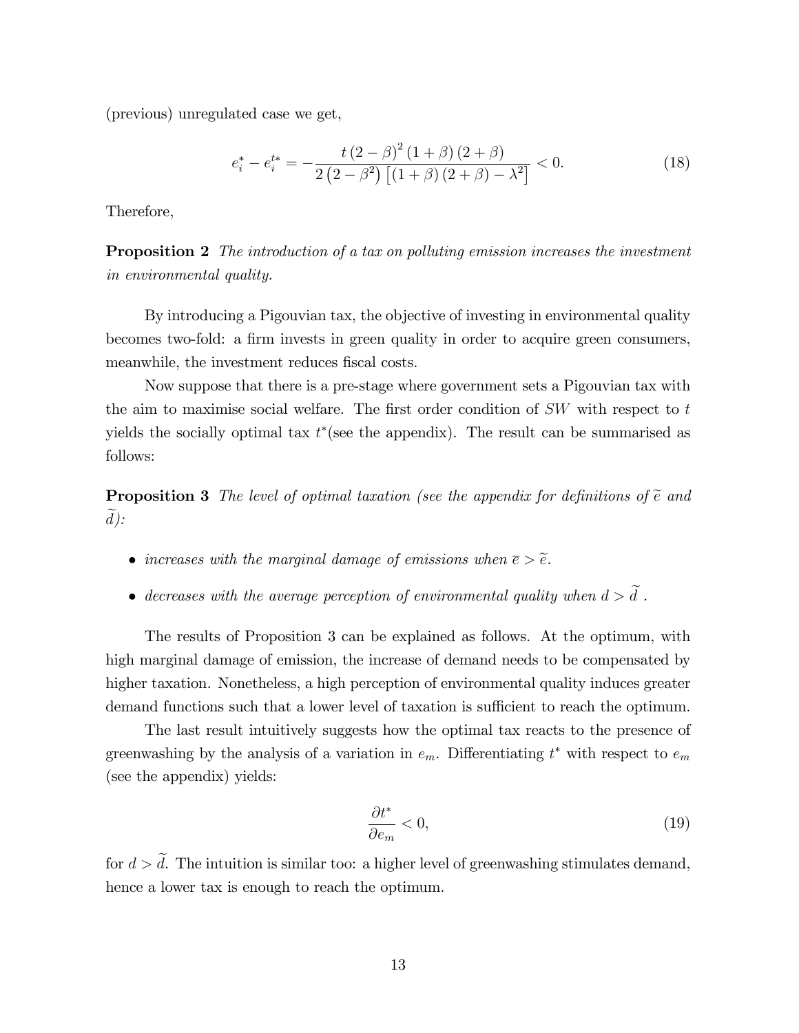(previous) unregulated case we get,

$$e_i^* - e_i^{t*} = -\frac{t(2-\beta)^2(1+\beta)(2+\beta)}{2\left(2-\beta^2\right)\left[(1+\beta)(2+\beta)-\lambda^2\right]} < 0. \tag{18}$$

Therefore,

**Proposition 2** *The introduction of a tax on polluting emission increases the investment in environmental quality.*

By introducing a Pigouvian tax, the objective of investing in environmental quality becomes two-fold: a firm invests in green quality in order to acquire green consumers, meanwhile, the investment reduces fiscal costs.

Now suppose that there is a pre-stage where government sets a Pigouvian tax with the aim to maximise social welfare. The first order condition of $SW$ with respect to $t$ yields the socially optimal tax $t^*$(see the appendix). The result can be summarised as follows:

**Proposition 3** *The level of optimal taxation (see the appendix for definitions of $\widetilde{e}$ and $\widetilde{d}$):*

- *increases with the marginal damage of emissions when $\overline{e} > \widetilde{e}$.*
- *decreases with the average perception of environmental quality when $d > \widetilde{d}$ .*

The results of Proposition 3 can be explained as follows. At the optimum, with high marginal damage of emission, the increase of demand needs to be compensated by higher taxation. Nonetheless, a high perception of environmental quality induces greater demand functions such that a lower level of taxation is sufficient to reach the optimum.

The last result intuitively suggests how the optimal tax reacts to the presence of greenwashing by the analysis of a variation in $e_m$. Differentiating $t^*$ with respect to $e_m$ (see the appendix) yields:

$$\frac{\partial t^*}{\partial e_m} < 0, \tag{19}$$

for $d > \widetilde{d}$. The intuition is similar too: a higher level of greenwashing stimulates demand, hence a lower tax is enough to reach the optimum.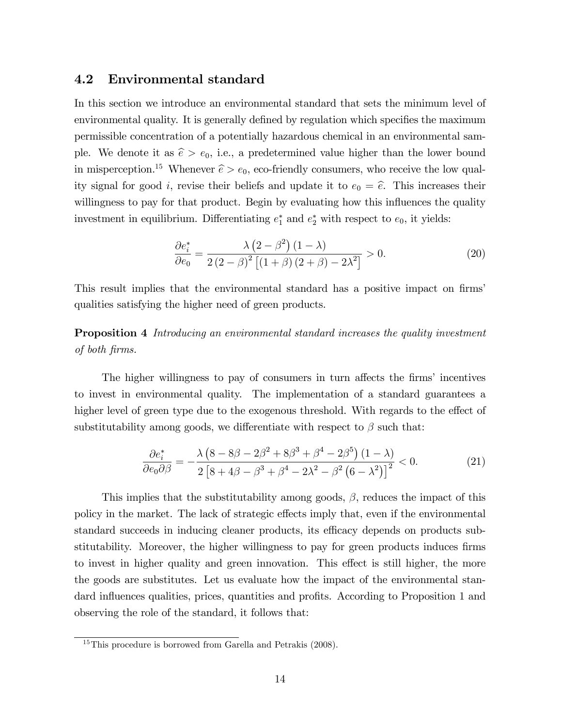## 4.2 Environmental standard

In this section we introduce an environmental standard that sets the minimum level of environmental quality. It is generally defined by regulation which specifies the maximum permissible concentration of a potentially hazardous chemical in an environmental sample. We denote it as $\widehat{e} > e_0$, i.e., a predetermined value higher than the lower bound in misperception.[15] Whenever $\widehat{e} > e_0$, eco-friendly consumers, who receive the low quality signal for good $i$, revise their beliefs and update it to $e_0 = \widehat{e}$. This increases their willingness to pay for that product. Begin by evaluating how this influences the quality investment in equilibrium. Differentiating $e_1^*$ and $e_2^*$ with respect to $e_0$, it yields:

$$\frac{\partial e_i^*}{\partial e_0} = \frac{\lambda\left(2-\beta^2\right)(1-\lambda)}{2\left(2-\beta\right)^2\left[\left(1+\beta\right)\left(2+\beta\right)-2\lambda^2\right]} > 0. \tag{20}$$

This result implies that the environmental standard has a positive impact on firms' qualities satisfying the higher need of green products.

**Proposition 4** *Introducing an environmental standard increases the quality investment of both firms.*

The higher willingness to pay of consumers in turn affects the firms' incentives to invest in environmental quality. The implementation of a standard guarantees a higher level of green type due to the exogenous threshold. With regards to the effect of substitutability among goods, we differentiate with respect to $\beta$ such that:

$$\frac{\partial e_i^*}{\partial e_0 \partial \beta} = -\frac{\lambda\left(8-8\beta-2\beta^2+8\beta^3+\beta^4-2\beta^5\right)(1-\lambda)}{2\left[8+4\beta-\beta^3+\beta^4-2\lambda^2-\beta^2\left(6-\lambda^2\right)\right]^2} < 0. \tag{21}$$

This implies that the substitutability among goods, $\beta$, reduces the impact of this policy in the market. The lack of strategic effects imply that, even if the environmental standard succeeds in inducing cleaner products, its efficacy depends on products substitutability. Moreover, the higher willingness to pay for green products induces firms to invest in higher quality and green innovation. This effect is still higher, the more the goods are substitutes. Let us evaluate how the impact of the environmental standard influences qualities, prices, quantities and profits. According to Proposition 1 and observing the role of the standard, it follows that:

[15] This procedure is borrowed from Garella and Petrakis (2008).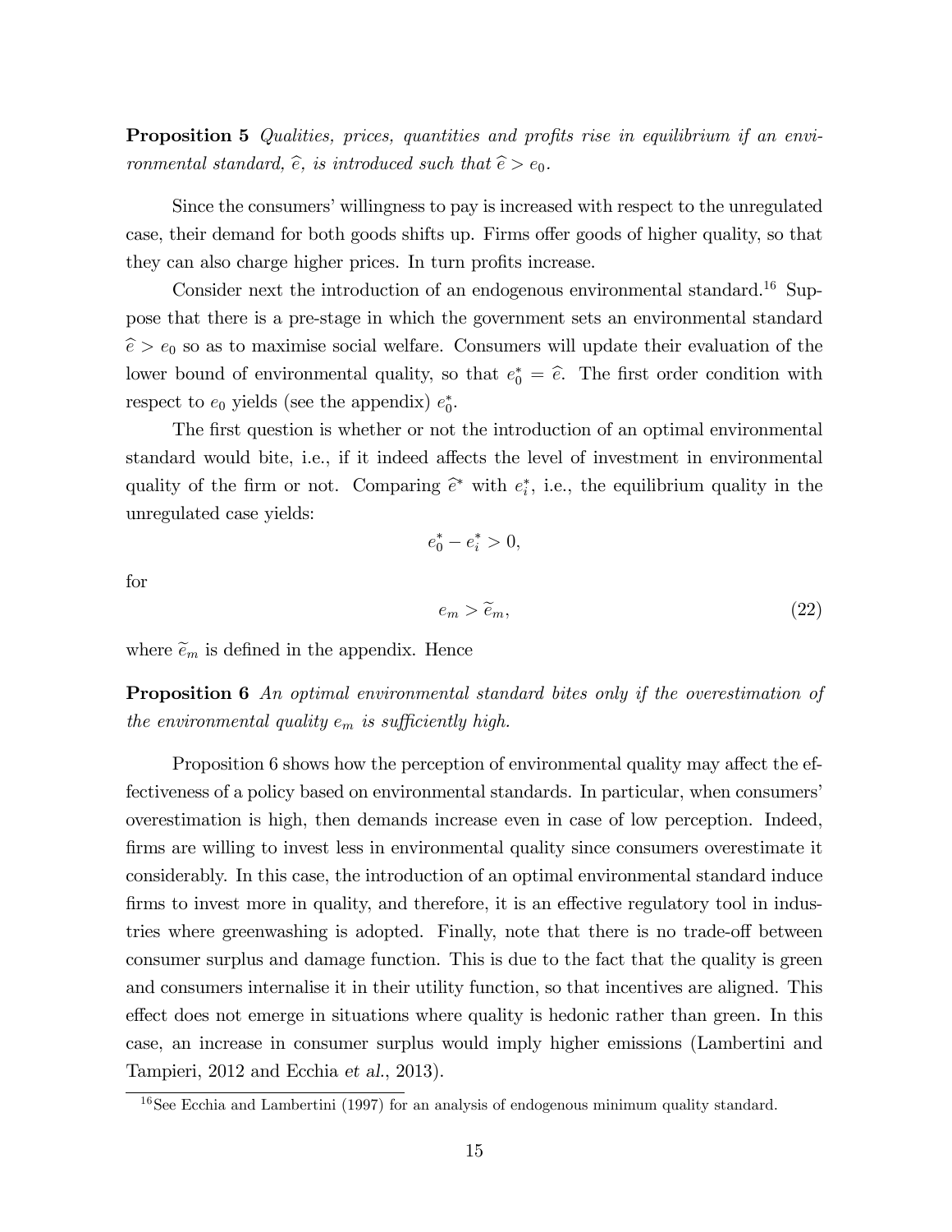**Proposition 5** *Qualities, prices, quantities and profits rise in equilibrium if an environmental standard, $\widehat{e}$, is introduced such that $\widehat{e} > e_0$.*

Since the consumers' willingness to pay is increased with respect to the unregulated case, their demand for both goods shifts up. Firms offer goods of higher quality, so that they can also charge higher prices. In turn profits increase.

Consider next the introduction of an endogenous environmental standard.[16] Suppose that there is a pre-stage in which the government sets an environmental standard $\widehat{e} > e_0$ so as to maximise social welfare. Consumers will update their evaluation of the lower bound of environmental quality, so that $e_0^* = \widehat{e}$. The first order condition with respect to $e_0$ yields (see the appendix) $e_0^*$.

The first question is whether or not the introduction of an optimal environmental standard would bite, i.e., if it indeed affects the level of investment in environmental quality of the firm or not. Comparing $\widehat{e}^*$ with $e_i^*$, i.e., the equilibrium quality in the unregulated case yields:

$$e_0^* - e_i^* > 0,$$

for

$$e_m > \widetilde{e}_m, \tag{22}$$

where $\widetilde{e}_m$ is defined in the appendix. Hence

**Proposition 6** *An optimal environmental standard bites only if the overestimation of the environmental quality $e_m$ is sufficiently high.*

Proposition 6 shows how the perception of environmental quality may affect the effectiveness of a policy based on environmental standards. In particular, when consumers' overestimation is high, then demands increase even in case of low perception. Indeed, firms are willing to invest less in environmental quality since consumers overestimate it considerably. In this case, the introduction of an optimal environmental standard induce firms to invest more in quality, and therefore, it is an effective regulatory tool in industries where greenwashing is adopted. Finally, note that there is no trade-off between consumer surplus and damage function. This is due to the fact that the quality is green and consumers internalise it in their utility function, so that incentives are aligned. This effect does not emerge in situations where quality is hedonic rather than green. In this case, an increase in consumer surplus would imply higher emissions (Lambertini and Tampieri, 2012 and Ecchia *et al.*, 2013).

[16] See Ecchia and Lambertini (1997) for an analysis of endogenous minimum quality standard.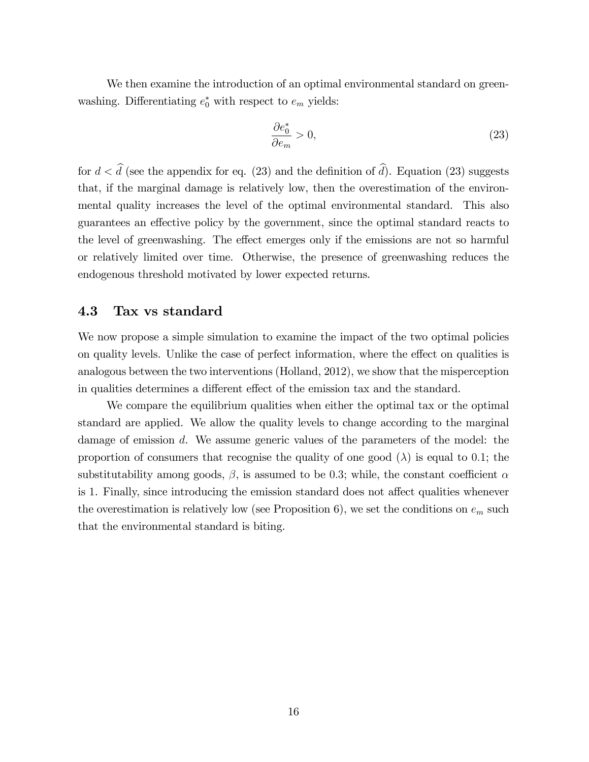We then examine the introduction of an optimal environmental standard on greenwashing. Differentiating $e_0^*$ with respect to $e_m$ yields:

$$\frac{\partial e_0^*}{\partial e_m} > 0, \tag{23}$$

for $d < \widehat{d}$ (see the appendix for eq. (23) and the definition of $\widehat{d}$). Equation (23) suggests that, if the marginal damage is relatively low, then the overestimation of the environmental quality increases the level of the optimal environmental standard. This also guarantees an effective policy by the government, since the optimal standard reacts to the level of greenwashing. The effect emerges only if the emissions are not so harmful or relatively limited over time. Otherwise, the presence of greenwashing reduces the endogenous threshold motivated by lower expected returns.

## 4.3 Tax vs standard

We now propose a simple simulation to examine the impact of the two optimal policies on quality levels. Unlike the case of perfect information, where the effect on qualities is analogous between the two interventions (Holland, 2012), we show that the misperception in qualities determines a different effect of the emission tax and the standard.

We compare the equilibrium qualities when either the optimal tax or the optimal standard are applied. We allow the quality levels to change according to the marginal damage of emission $d$. We assume generic values of the parameters of the model: the proportion of consumers that recognise the quality of one good ($\lambda$) is equal to 0.1; the substitutability among goods, $\beta$, is assumed to be 0.3; while, the constant coefficient $\alpha$ is 1. Finally, since introducing the emission standard does not affect qualities whenever the overestimation is relatively low (see Proposition 6), we set the conditions on $e_m$ such that the environmental standard is biting.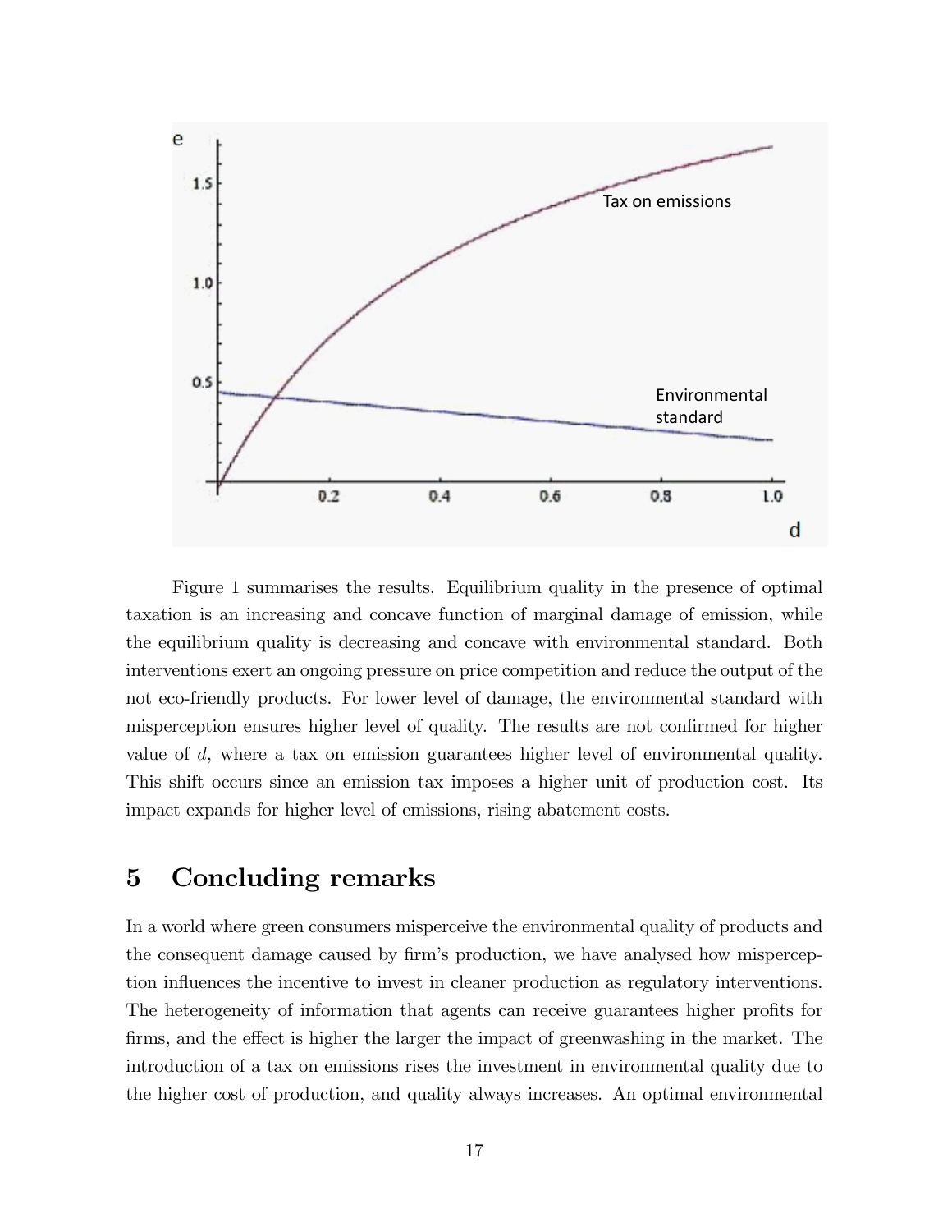Figure 1 summarises the results. Equilibrium quality in the presence of optimal taxation is an increasing and concave function of marginal damage of emission, while the equilibrium quality is decreasing and concave with environmental standard. Both interventions exert an ongoing pressure on price competition and reduce the output of the not eco-friendly products. For lower level of damage, the environmental standard with misperception ensures higher level of quality. The results are not confirmed for higher value of $d$, where a tax on emission guarantees higher level of environmental quality. This shift occurs since an emission tax imposes a higher unit of production cost. Its impact expands for higher level of emissions, rising abatement costs.

# 5 Concluding remarks

In a world where green consumers misperceive the environmental quality of products and the consequent damage caused by firm's production, we have analysed how misperception influences the incentive to invest in cleaner production as regulatory interventions. The heterogeneity of information that agents can receive guarantees higher profits for firms, and the effect is higher the larger the impact of greenwashing in the market. The introduction of a tax on emissions rises the investment in environmental quality due to the higher cost of production, and quality always increases. An optimal environmental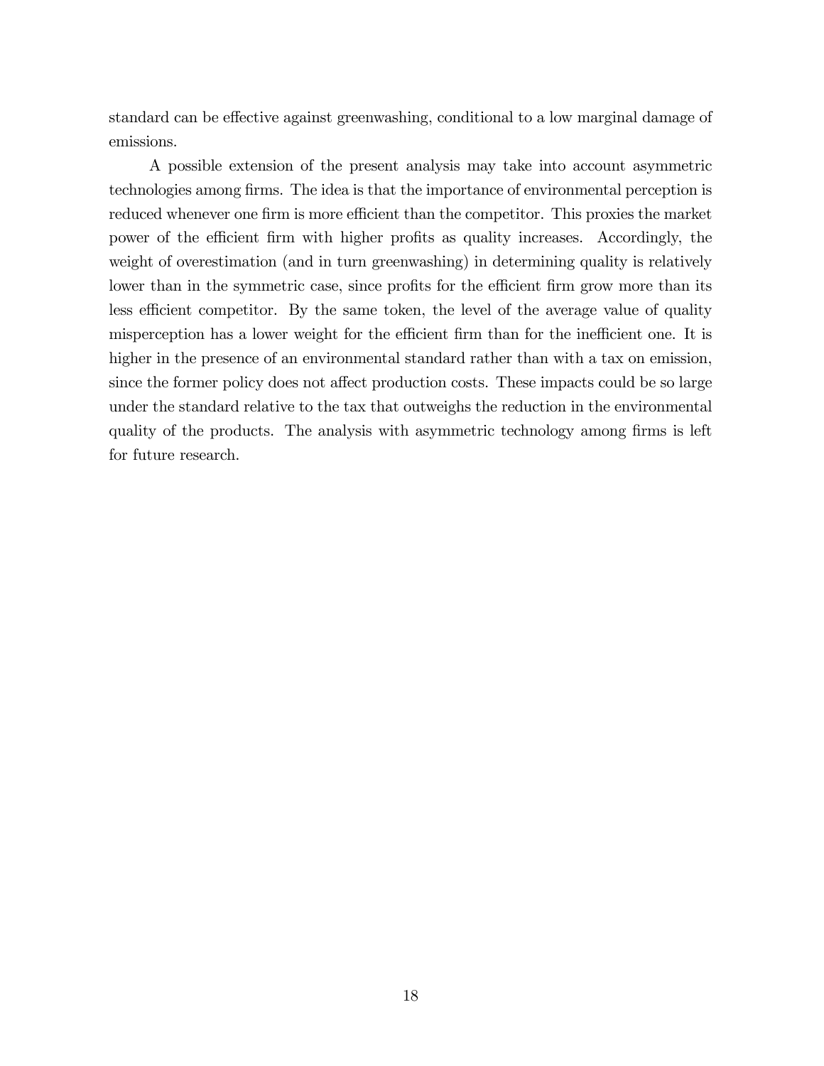standard can be effective against greenwashing, conditional to a low marginal damage of emissions.

A possible extension of the present analysis may take into account asymmetric technologies among firms. The idea is that the importance of environmental perception is reduced whenever one firm is more efficient than the competitor. This proxies the market power of the efficient firm with higher profits as quality increases. Accordingly, the weight of overestimation (and in turn greenwashing) in determining quality is relatively lower than in the symmetric case, since profits for the efficient firm grow more than its less efficient competitor. By the same token, the level of the average value of quality misperception has a lower weight for the efficient firm than for the inefficient one. It is higher in the presence of an environmental standard rather than with a tax on emission, since the former policy does not affect production costs. These impacts could be so large under the standard relative to the tax that outweighs the reduction in the environmental quality of the products. The analysis with asymmetric technology among firms is left for future research.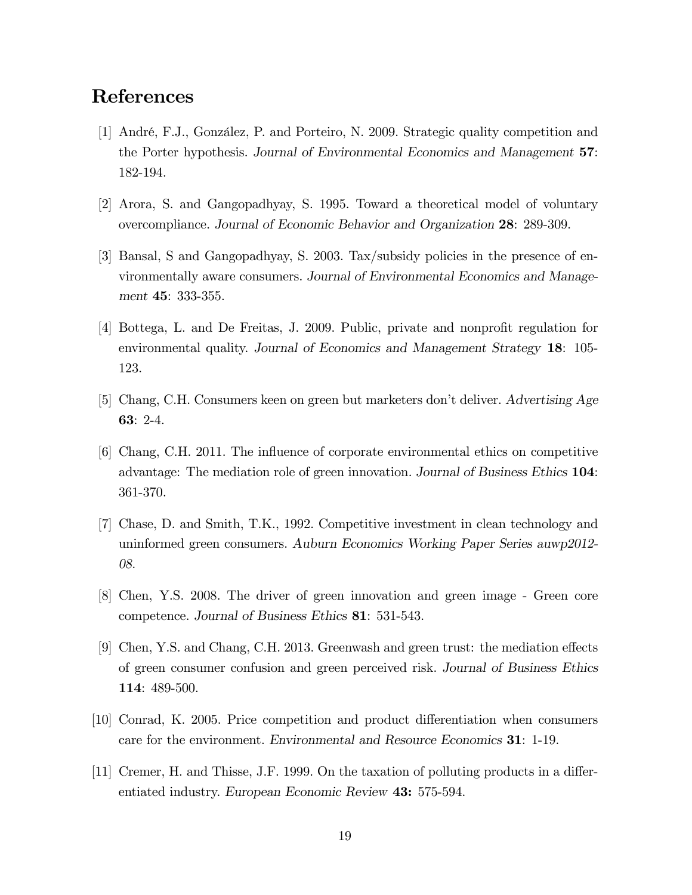# References

[1] André, F.J., González, P. and Porteiro, N. 2009. Strategic quality competition and the Porter hypothesis. *Journal of Environmental Economics and Management* **57**: 182-194.

[2] Arora, S. and Gangopadhyay, S. 1995. Toward a theoretical model of voluntary overcompliance. *Journal of Economic Behavior and Organization* **28**: 289-309.

[3] Bansal, S and Gangopadhyay, S. 2003. Tax/subsidy policies in the presence of environmentally aware consumers. *Journal of Environmental Economics and Management* **45**: 333-355.

[4] Bottega, L. and De Freitas, J. 2009. Public, private and nonprofit regulation for environmental quality. *Journal of Economics and Management Strategy* **18**: 105-123.

[5] Chang, C.H. Consumers keen on green but marketers don't deliver. *Advertising Age* **63**: 2-4.

[6] Chang, C.H. 2011. The influence of corporate environmental ethics on competitive advantage: The mediation role of green innovation. *Journal of Business Ethics* **104**: 361-370.

[7] Chase, D. and Smith, T.K., 1992. Competitive investment in clean technology and uninformed green consumers. *Auburn Economics Working Paper Series auwp2012-08.*

[8] Chen, Y.S. 2008. The driver of green innovation and green image - Green core competence. *Journal of Business Ethics* **81**: 531-543.

[9] Chen, Y.S. and Chang, C.H. 2013. Greenwash and green trust: the mediation effects of green consumer confusion and green perceived risk. *Journal of Business Ethics* **114**: 489-500.

[10] Conrad, K. 2005. Price competition and product differentiation when consumers care for the environment. *Environmental and Resource Economics* **31**: 1-19.

[11] Cremer, H. and Thisse, J.F. 1999. On the taxation of polluting products in a differentiated industry. *European Economic Review* **43:** 575-594.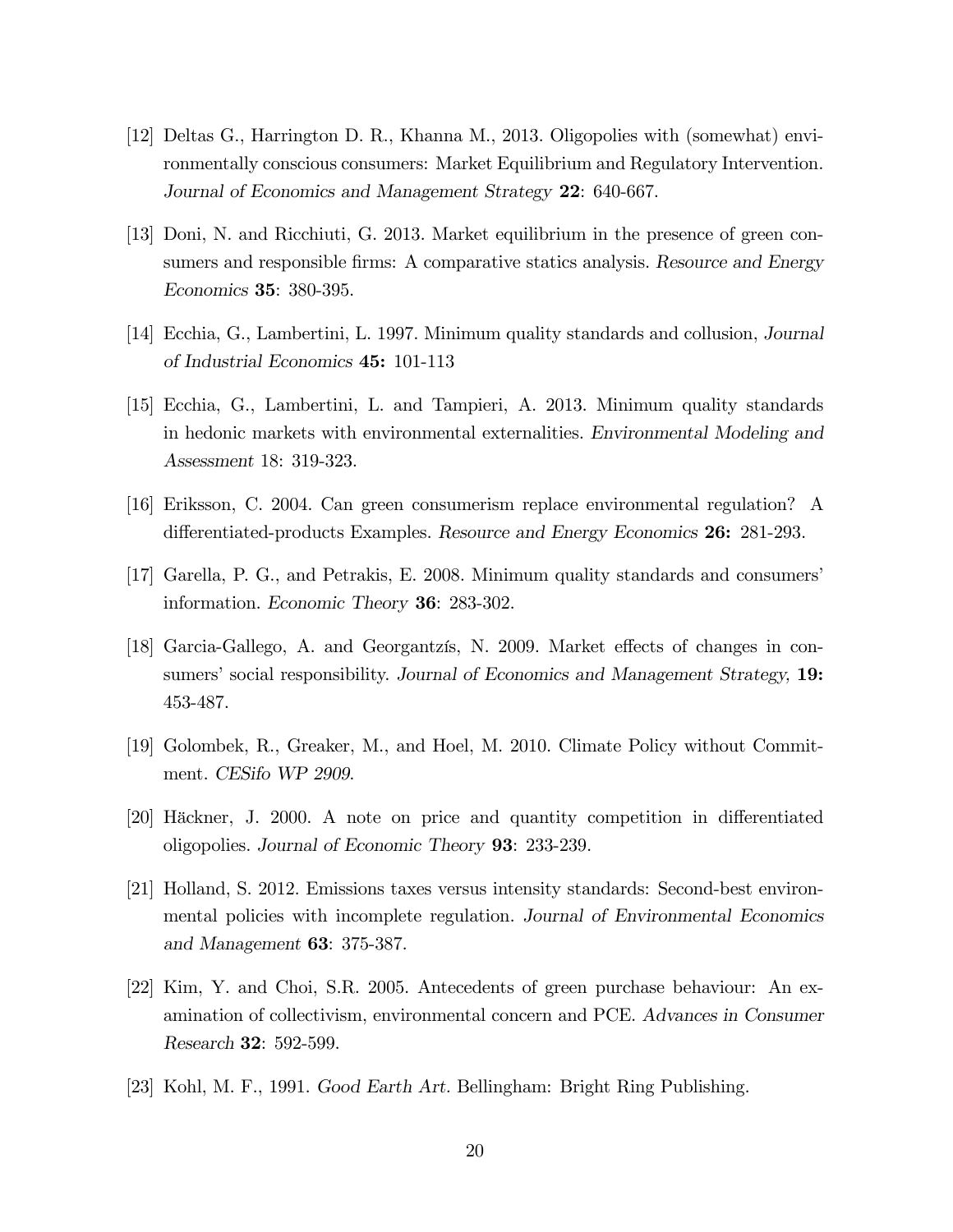[12] Deltas G., Harrington D. R., Khanna M., 2013. Oligopolies with (somewhat) environmentally conscious consumers: Market Equilibrium and Regulatory Intervention. *Journal of Economics and Management Strategy* **22**: 640-667.

[13] Doni, N. and Ricchiuti, G. 2013. Market equilibrium in the presence of green consumers and responsible firms: A comparative statics analysis. *Resource and Energy Economics* **35**: 380-395.

[14] Ecchia, G., Lambertini, L. 1997. Minimum quality standards and collusion, *Journal of Industrial Economics* **45:** 101-113

[15] Ecchia, G., Lambertini, L. and Tampieri, A. 2013. Minimum quality standards in hedonic markets with environmental externalities. *Environmental Modeling and Assessment* 18: 319-323.

[16] Eriksson, C. 2004. Can green consumerism replace environmental regulation? A differentiated-products Examples. *Resource and Energy Economics* **26:** 281-293.

[17] Garella, P. G., and Petrakis, E. 2008. Minimum quality standards and consumers' information. *Economic Theory* **36**: 283-302.

[18] Garcia-Gallego, A. and Georgantzís, N. 2009. Market effects of changes in consumers' social responsibility. *Journal of Economics and Management Strategy,* **19:** 453-487.

[19] Golombek, R., Greaker, M., and Hoel, M. 2010. Climate Policy without Commitment. *CESifo WP 2909*.

[20] Häckner, J. 2000. A note on price and quantity competition in differentiated oligopolies. *Journal of Economic Theory* **93**: 233-239.

[21] Holland, S. 2012. Emissions taxes versus intensity standards: Second-best environmental policies with incomplete regulation. *Journal of Environmental Economics and Management* **63**: 375-387.

[22] Kim, Y. and Choi, S.R. 2005. Antecedents of green purchase behaviour: An examination of collectivism, environmental concern and PCE. *Advances in Consumer Research* **32**: 592-599.

[23] Kohl, M. F., 1991. *Good Earth Art.* Bellingham: Bright Ring Publishing.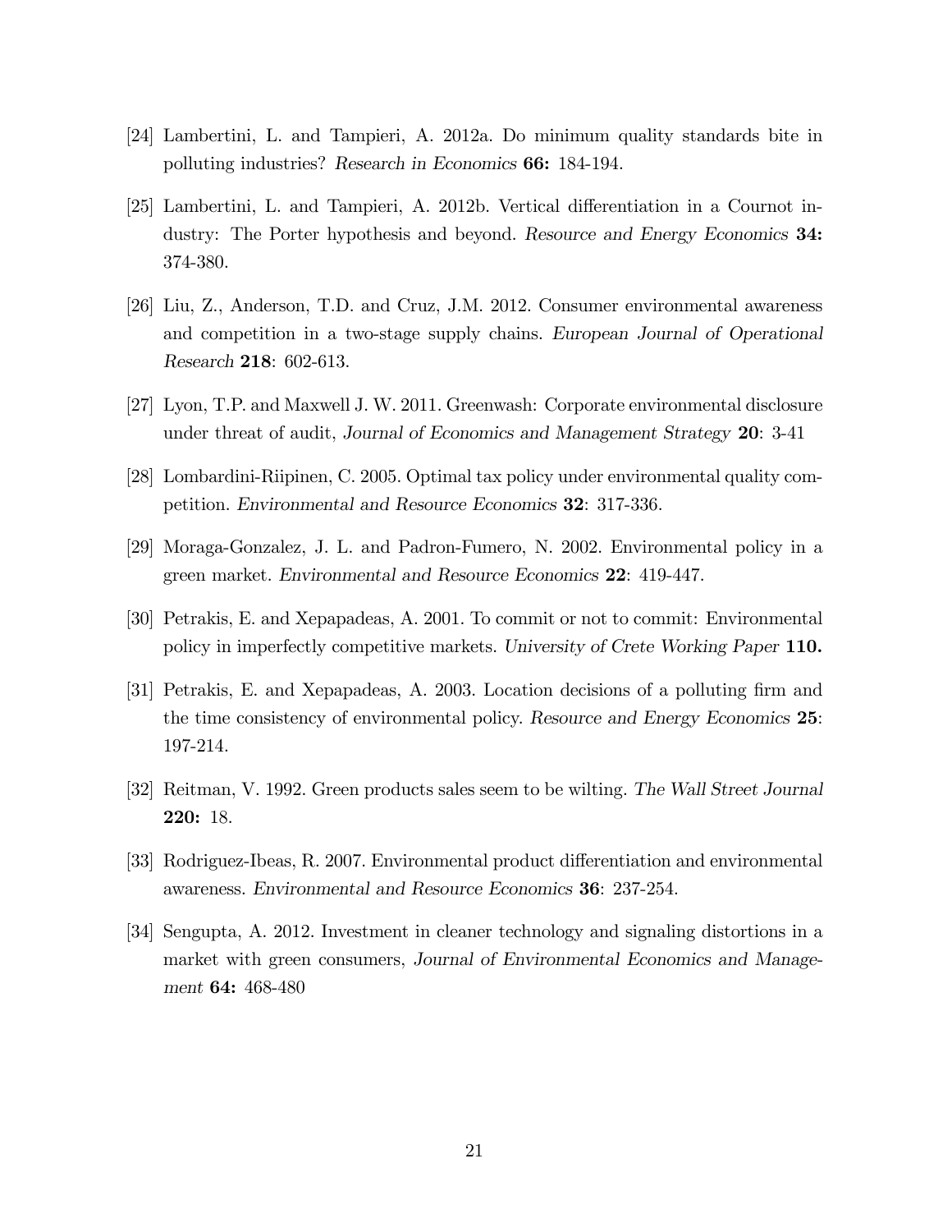[24] Lambertini, L. and Tampieri, A. 2012a. Do minimum quality standards bite in polluting industries? *Research in Economics* **66:** 184-194.

[25] Lambertini, L. and Tampieri, A. 2012b. Vertical differentiation in a Cournot industry: The Porter hypothesis and beyond. *Resource and Energy Economics* **34:** 374-380.

[26] Liu, Z., Anderson, T.D. and Cruz, J.M. 2012. Consumer environmental awareness and competition in a two-stage supply chains. *European Journal of Operational Research* **218**: 602-613.

[27] Lyon, T.P. and Maxwell J. W. 2011. Greenwash: Corporate environmental disclosure under threat of audit, *Journal of Economics and Management Strategy* **20**: 3-41

[28] Lombardini-Riipinen, C. 2005. Optimal tax policy under environmental quality competition. *Environmental and Resource Economics* **32**: 317-336.

[29] Moraga-Gonzalez, J. L. and Padron-Fumero, N. 2002. Environmental policy in a green market. *Environmental and Resource Economics* **22**: 419-447.

[30] Petrakis, E. and Xepapadeas, A. 2001. To commit or not to commit: Environmental policy in imperfectly competitive markets. *University of Crete Working Paper* **110.**

[31] Petrakis, E. and Xepapadeas, A. 2003. Location decisions of a polluting firm and the time consistency of environmental policy. *Resource and Energy Economics* **25**: 197-214.

[32] Reitman, V. 1992. Green products sales seem to be wilting. *The Wall Street Journal* **220:** 18.

[33] Rodriguez-Ibeas, R. 2007. Environmental product differentiation and environmental awareness. *Environmental and Resource Economics* **36**: 237-254.

[34] Sengupta, A. 2012. Investment in cleaner technology and signaling distortions in a market with green consumers, *Journal of Environmental Economics and Management* **64:** 468-480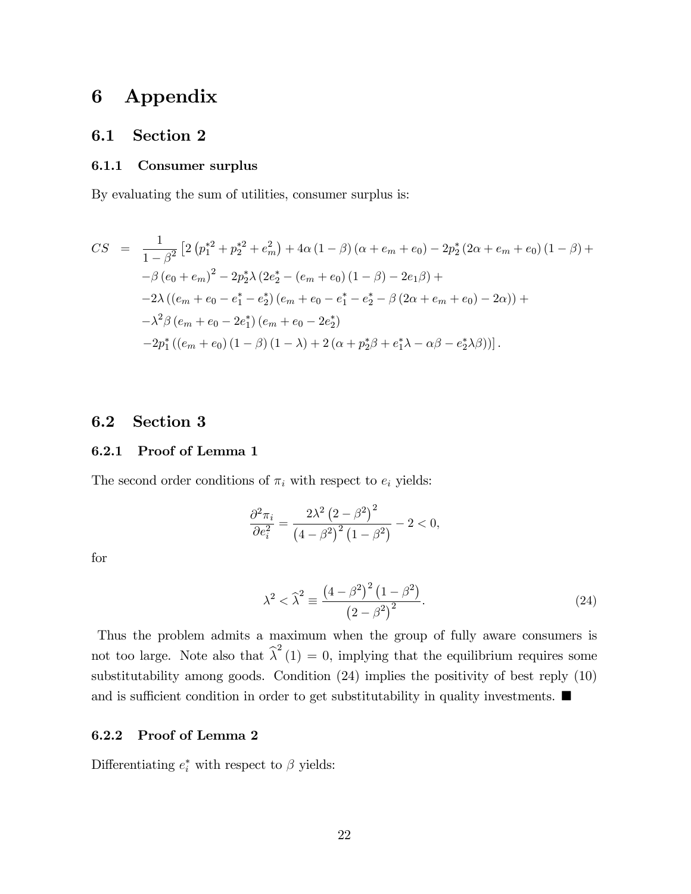# 6 Appendix

## 6.1 Section 2

### 6.1.1 Consumer surplus

By evaluating the sum of utilities, consumer surplus is:

$$
\begin{aligned}
CS \;=\; & \frac{1}{1-\beta^2}\left[2\left(p_1^{*2}+p_2^{*2}+e_m^2\right)+4\alpha\left(1-\beta\right)\left(\alpha+e_m+e_0\right)-2p_2^*\left(2\alpha+e_m+e_0\right)\left(1-\beta\right)+\right. \\
& -\beta\left(e_0+e_m\right)^2-2p_2^*\lambda\left(2e_2^*-\left(e_m+e_0\right)\left(1-\beta\right)-2e_1\beta\right)+ \\
& -2\lambda\left(\left(e_m+e_0-e_1^*-e_2^*\right)\left(e_m+e_0-e_1^*-e_2^*-\beta\left(2\alpha+e_m+e_0\right)-2\alpha\right)\right)+ \\
& -\lambda^2\beta\left(e_m+e_0-2e_1^*\right)\left(e_m+e_0-2e_2^*\right) \\
& \left.-2p_1^*\left(\left(e_m+e_0\right)\left(1-\beta\right)\left(1-\lambda\right)+2\left(\alpha+p_2^*\beta+e_1^*\lambda-\alpha\beta-e_2^*\lambda\beta\right)\right)\right].
\end{aligned}
$$

## 6.2 Section 3

### 6.2.1 Proof of Lemma 1

The second order conditions of $\pi_i$ with respect to $e_i$ yields:

$$
\frac{\partial^2\pi_i}{\partial e_i^2}=\frac{2\lambda^2\left(2-\beta^2\right)^2}{\left(4-\beta^2\right)^2\left(1-\beta^2\right)}-2<0,
$$

for

$$
\lambda^2<\widehat{\lambda}^2\equiv\frac{\left(4-\beta^2\right)^2\left(1-\beta^2\right)}{\left(2-\beta^2\right)^2}. \tag{24}
$$

Thus the problem admits a maximum when the group of fully aware consumers is not too large. Note also that $\widehat{\lambda}^2(1)=0$, implying that the equilibrium requires some substitutability among goods. Condition (24) implies the positivity of best reply (10) and is sufficient condition in order to get substitutability in quality investments. ■

### 6.2.2 Proof of Lemma 2

Differentiating $e_i^*$ with respect to $\beta$ yields: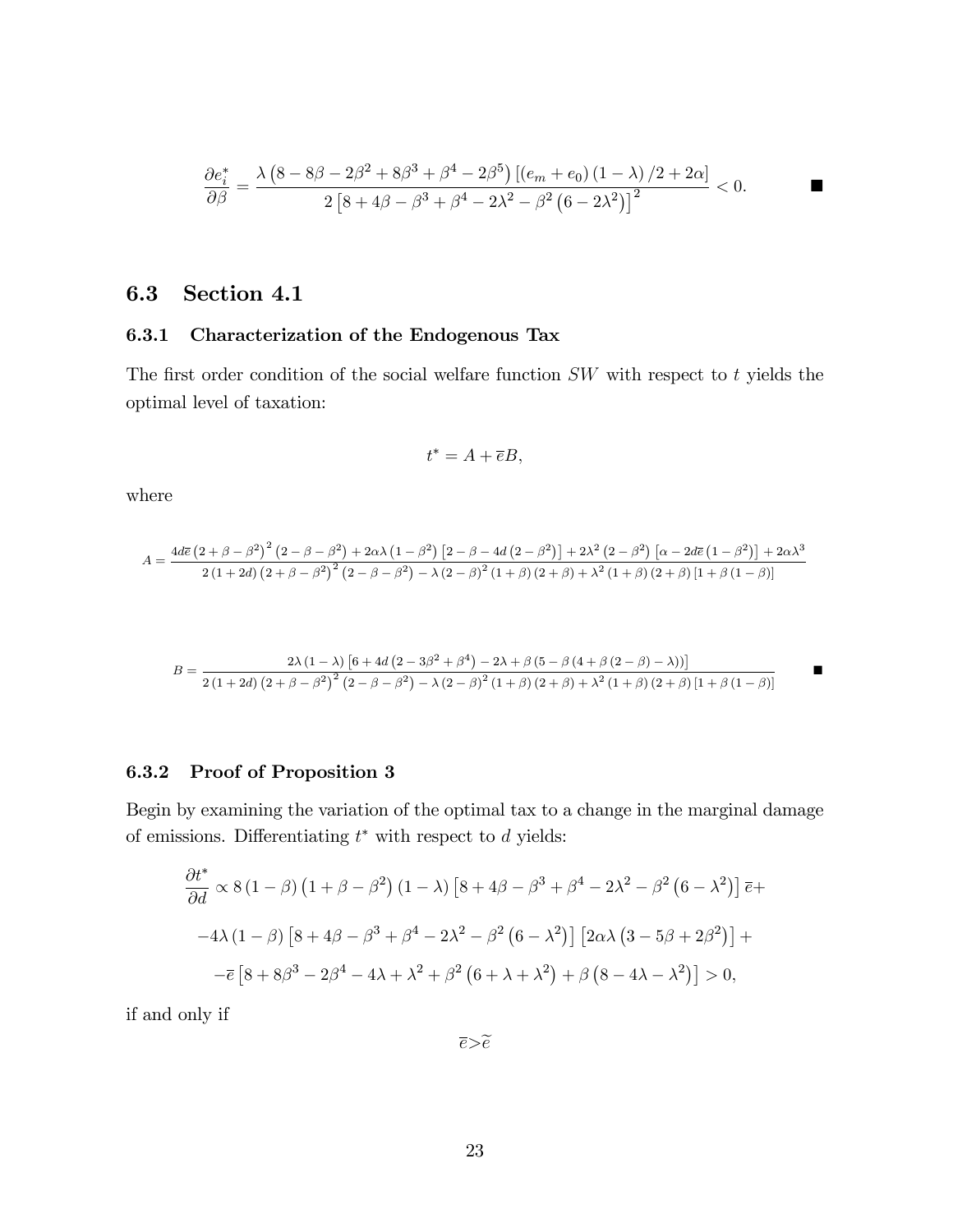$$\frac{\partial e_i^*}{\partial \beta} = \frac{\lambda\left(8 - 8\beta - 2\beta^2 + 8\beta^3 + \beta^4 - 2\beta^5\right)\left[\left(e_m + e_0\right)\left(1-\lambda\right)/2 + 2\alpha\right]}{2\left[8 + 4\beta - \beta^3 + \beta^4 - 2\lambda^2 - \beta^2\left(6 - 2\lambda^2\right)\right]^2} < 0. \qquad \blacksquare$$

## 6.3 Section 4.1

### 6.3.1 Characterization of the Endogenous Tax

The first order condition of the social welfare function $SW$ with respect to $t$ yields the optimal level of taxation:

$$t^* = A + \overline{e}B,$$

where

$$A = \frac{4d\overline{e}\left(2+\beta-\beta^2\right)^2\left(2-\beta-\beta^2\right) + 2\alpha\lambda\left(1-\beta^2\right)\left[2-\beta-4d\left(2-\beta^2\right)\right] + 2\lambda^2\left(2-\beta^2\right)\left[\alpha - 2d\overline{e}\left(1-\beta^2\right)\right] + 2\alpha\lambda^3}{2\left(1+2d\right)\left(2+\beta-\beta^2\right)^2\left(2-\beta-\beta^2\right) - \lambda\left(2-\beta\right)^2\left(1+\beta\right)\left(2+\beta\right) + \lambda^2\left(1+\beta\right)\left(2+\beta\right)\left[1+\beta\left(1-\beta\right)\right]}$$

$$B = \frac{2\lambda\left(1-\lambda\right)\left[6 + 4d\left(2-3\beta^2+\beta^4\right) - 2\lambda + \beta\left(5 - \beta\left(4 + \beta\left(2-\beta\right) - \lambda\right)\right)\right]}{2\left(1+2d\right)\left(2+\beta-\beta^2\right)^2\left(2-\beta-\beta^2\right) - \lambda\left(2-\beta\right)^2\left(1+\beta\right)\left(2+\beta\right) + \lambda^2\left(1+\beta\right)\left(2+\beta\right)\left[1+\beta\left(1-\beta\right)\right]} \qquad \blacksquare$$

### 6.3.2 Proof of Proposition 3

Begin by examining the variation of the optimal tax to a change in the marginal damage of emissions. Differentiating $t^*$ with respect to $d$ yields:

$$\frac{\partial t^*}{\partial d} \propto 8\left(1-\beta\right)\left(1+\beta-\beta^2\right)\left(1-\lambda\right)\left[8+4\beta-\beta^3+\beta^4-2\lambda^2-\beta^2\left(6-\lambda^2\right)\right]\overline{e} +$$

$$-4\lambda\left(1-\beta\right)\left[8+4\beta-\beta^3+\beta^4-2\lambda^2-\beta^2\left(6-\lambda^2\right)\right]\left[2\alpha\lambda\left(3-5\beta+2\beta^2\right)\right] +$$

$$-\overline{e}\left[8+8\beta^3-2\beta^4-4\lambda+\lambda^2+\beta^2\left(6+\lambda+\lambda^2\right)+\beta\left(8-4\lambda-\lambda^2\right)\right] > 0,$$

if and only if

$$\overline{e} > \widetilde{e}$$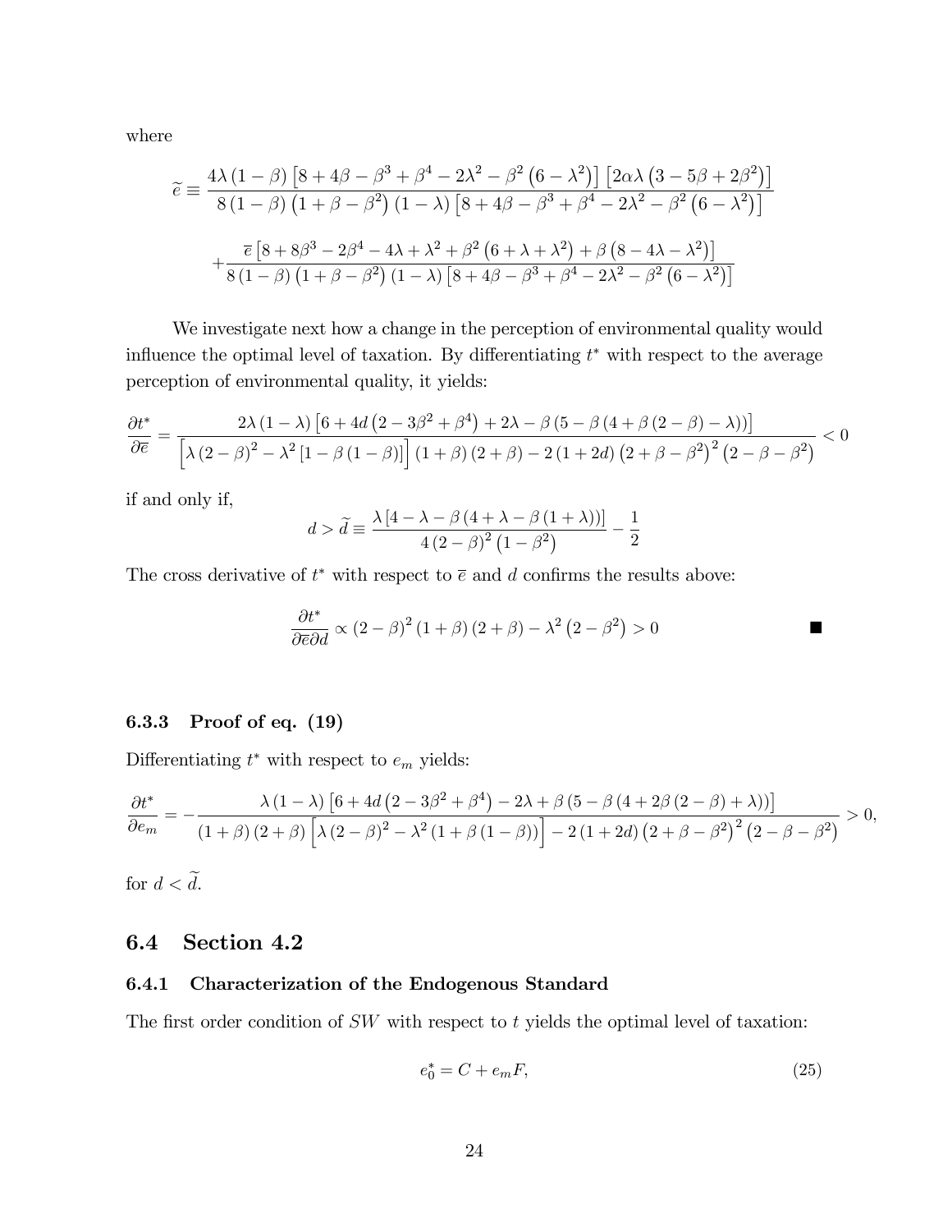where

$$
\widetilde{e} \equiv \frac{4\lambda(1-\beta)\left[8+4\beta-\beta^3+\beta^4-2\lambda^2-\beta^2\left(6-\lambda^2\right)\right]\left[2\alpha\lambda\left(3-5\beta+2\beta^2\right)\right]}{8(1-\beta)\left(1+\beta-\beta^2\right)(1-\lambda)\left[8+4\beta-\beta^3+\beta^4-2\lambda^2-\beta^2\left(6-\lambda^2\right)\right]}
$$

$$
+\frac{\overline{e}\left[8+8\beta^3-2\beta^4-4\lambda+\lambda^2+\beta^2\left(6+\lambda+\lambda^2\right)+\beta\left(8-4\lambda-\lambda^2\right)\right]}{8(1-\beta)\left(1+\beta-\beta^2\right)(1-\lambda)\left[8+4\beta-\beta^3+\beta^4-2\lambda^2-\beta^2\left(6-\lambda^2\right)\right]}
$$

We investigate next how a change in the perception of environmental quality would influence the optimal level of taxation. By differentiating $t^*$ with respect to the average perception of environmental quality, it yields:

$$
\frac{\partial t^*}{\partial \overline{e}}=\frac{2\lambda(1-\lambda)\left[6+4d\left(2-3\beta^2+\beta^4\right)+2\lambda-\beta\left(5-\beta\left(4+\beta(2-\beta)-\lambda\right)\right)\right]}{\left[\lambda(2-\beta)^2-\lambda^2\left[1-\beta(1-\beta)\right]\right](1+\beta)(2+\beta)-2(1+2d)\left(2+\beta-\beta^2\right)^2\left(2-\beta-\beta^2\right)}<0
$$

if and only if,

$$
d>\widetilde{d}\equiv\frac{\lambda\left[4-\lambda-\beta\left(4+\lambda-\beta(1+\lambda)\right)\right]}{4(2-\beta)^2\left(1-\beta^2\right)}-\frac{1}{2}
$$

The cross derivative of $t^*$ with respect to $\overline{e}$ and $d$ confirms the results above:

$$
\frac{\partial t^*}{\partial \overline{e}\partial d}\propto(2-\beta)^2(1+\beta)(2+\beta)-\lambda^2\left(2-\beta^2\right)>0 \qquad \blacksquare
$$

### 6.3.3 Proof of eq. (19)

Differentiating $t^*$ with respect to $e_m$ yields:

$$
\frac{\partial t^*}{\partial e_m}=-\frac{\lambda(1-\lambda)\left[6+4d\left(2-3\beta^2+\beta^4\right)-2\lambda+\beta\left(5-\beta\left(4+2\beta(2-\beta)+\lambda\right)\right)\right]}{(1+\beta)(2+\beta)\left[\lambda(2-\beta)^2-\lambda^2\left(1+\beta(1-\beta)\right)\right]-2(1+2d)\left(2+\beta-\beta^2\right)^2\left(2-\beta-\beta^2\right)}>0,
$$

for $d<\widetilde{d}$.

## 6.4 Section 4.2

### 6.4.1 Characterization of the Endogenous Standard

The first order condition of $SW$ with respect to $t$ yields the optimal level of taxation:

$$
e_0^*=C+e_mF, \tag{25}
$$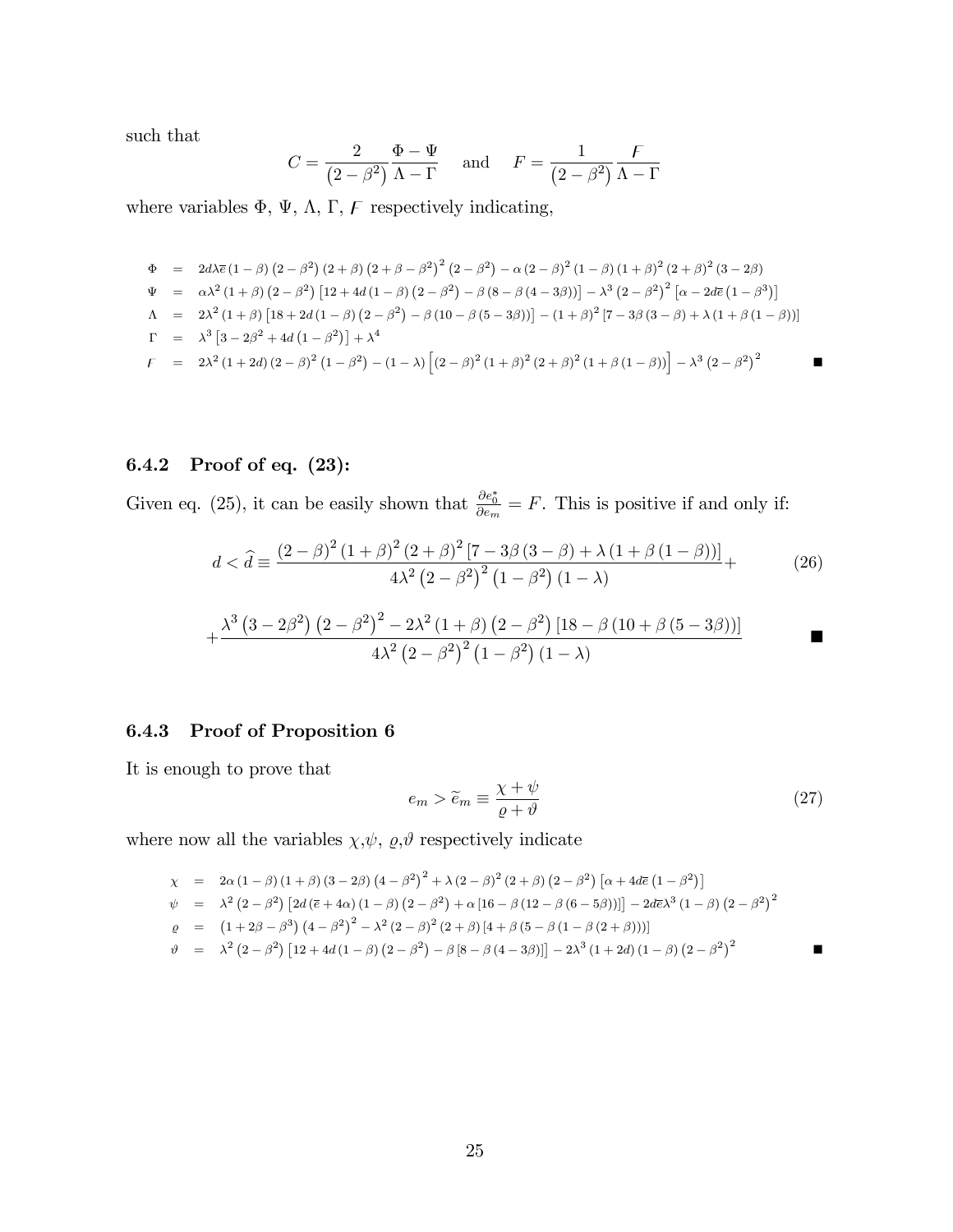such that

$$C = \frac{2}{(2-\beta^2)} \frac{\Phi - \Psi}{\Lambda - \Gamma} \quad \text{and} \quad F = \frac{1}{(2-\beta^2)} \frac{F}{\Lambda - \Gamma}$$

where variables $\Phi$, $\Psi$, $\Lambda$, $\Gamma$, $F$ respectively indicating,

$$\begin{aligned}
\Phi &= 2d\lambda\bar{e}(1-\beta)(2-\beta^2)(2+\beta)(2+\beta-\beta^2)^2(2-\beta^2) - \alpha(2-\beta)^2(1-\beta)(1+\beta)^2(2+\beta)^2(3-2\beta) \\
\Psi &= \alpha\lambda^2(1+\beta)(2-\beta^2)\left[12+4d(1-\beta)(2-\beta^2)-\beta(8-\beta(4-3\beta))\right] - \lambda^3(2-\beta^2)^2\left[\alpha - 2d\bar{e}(1-\beta^3)\right] \\
\Lambda &= 2\lambda^2(1+\beta)\left[18+2d(1-\beta)(2-\beta^2)-\beta(10-\beta(5-3\beta))\right] - (1+\beta)^2\left[7-3\beta(3-\beta)+\lambda(1+\beta(1-\beta))\right] \\
\Gamma &= \lambda^3\left[3-2\beta^2+4d(1-\beta^2)\right]+\lambda^4 \\
F &= 2\lambda^2(1+2d)(2-\beta)^2(1-\beta^2) - (1-\lambda)\left[(2-\beta)^2(1+\beta)^2(2+\beta)^2(1+\beta(1-\beta))\right] - \lambda^3(2-\beta^2)^2
\end{aligned}$$

■

### 6.4.2 Proof of eq. (23):

Given eq. (25), it can be easily shown that $\frac{\partial e_0^*}{\partial e_m} = F$. This is positive if and only if:

$$d < \widehat{d} \equiv \frac{(2-\beta)^2(1+\beta)^2(2+\beta)^2\left[7-3\beta(3-\beta)+\lambda(1+\beta(1-\beta))\right]}{4\lambda^2(2-\beta^2)^2(1-\beta^2)(1-\lambda)} + \tag{26}$$

$$+\frac{\lambda^3(3-2\beta^2)(2-\beta^2)^2 - 2\lambda^2(1+\beta)(2-\beta^2)\left[18-\beta(10+\beta(5-3\beta))\right]}{4\lambda^2(2-\beta^2)^2(1-\beta^2)(1-\lambda)}$$

■

### 6.4.3 Proof of Proposition 6

It is enough to prove that

$$e_m > \widetilde{e}_m \equiv \frac{\chi + \psi}{\varrho + \vartheta} \tag{27}$$

where now all the variables $\chi$, $\psi$, $\varrho$, $\vartheta$ respectively indicate

$$\begin{aligned}
\chi &= 2\alpha(1-\beta)(1+\beta)(3-2\beta)(4-\beta^2)^2 + \lambda(2-\beta)^2(2+\beta)(2-\beta^2)\left[\alpha+4d\bar{e}(1-\beta^2)\right] \\
\psi &= \lambda^2(2-\beta^2)\left[2d(\bar{e}+4\alpha)(1-\beta)(2-\beta^2)+\alpha\left[16-\beta(12-\beta(6-5\beta))\right]\right] - 2d\bar{e}\lambda^3(1-\beta)(2-\beta^2)^2 \\
\varrho &= (1+2\beta-\beta^3)(4-\beta^2)^2 - \lambda^2(2-\beta)^2(2+\beta)\left[4+\beta(5-\beta(1-\beta(2+\beta)))\right] \\
\vartheta &= \lambda^2(2-\beta^2)\left[12+4d(1-\beta)(2-\beta^2)-\beta\left[8-\beta(4-3\beta)\right]\right] - 2\lambda^3(1+2d)(1-\beta)(2-\beta^2)^2
\end{aligned}$$

■